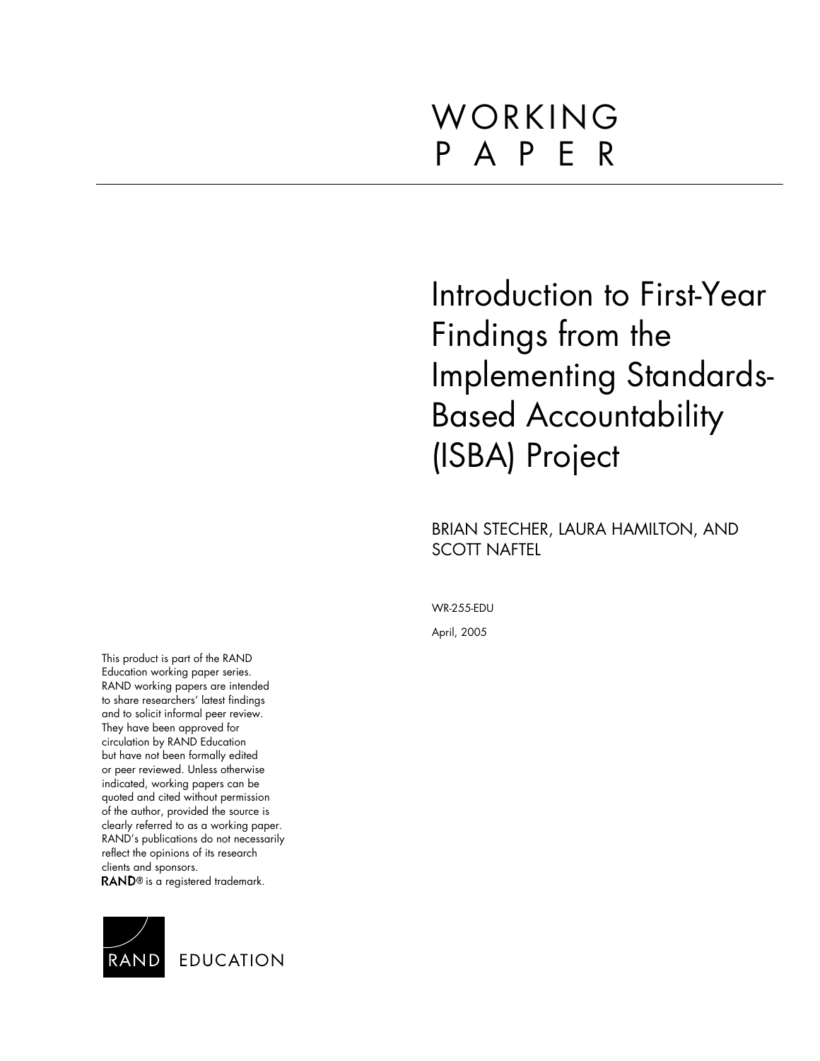# WORKING PAPER

# Introduction to First-Year Findings from the Implementing Standards-Based Accountability (ISBA) Project

BRIAN STECHER, LAURA HAMILTON, AND SCOTT NAFTEL

WR-255-EDU

April, 2005

This product is part of the RAND Education working paper series. RAND working papers are intended to share researchers' latest findings and to solicit informal peer review. They have been approved for circulation by RAND Education but have not been formally edited or peer reviewed. Unless otherwise indicated, working papers can be quoted and cited without permission of the author, provided the source is clearly referred to as a working paper. RAND's publications do not necessarily reflect the opinions of its research clients and sponsors.

RAND® is a registered trademark.

RAND EDUCATION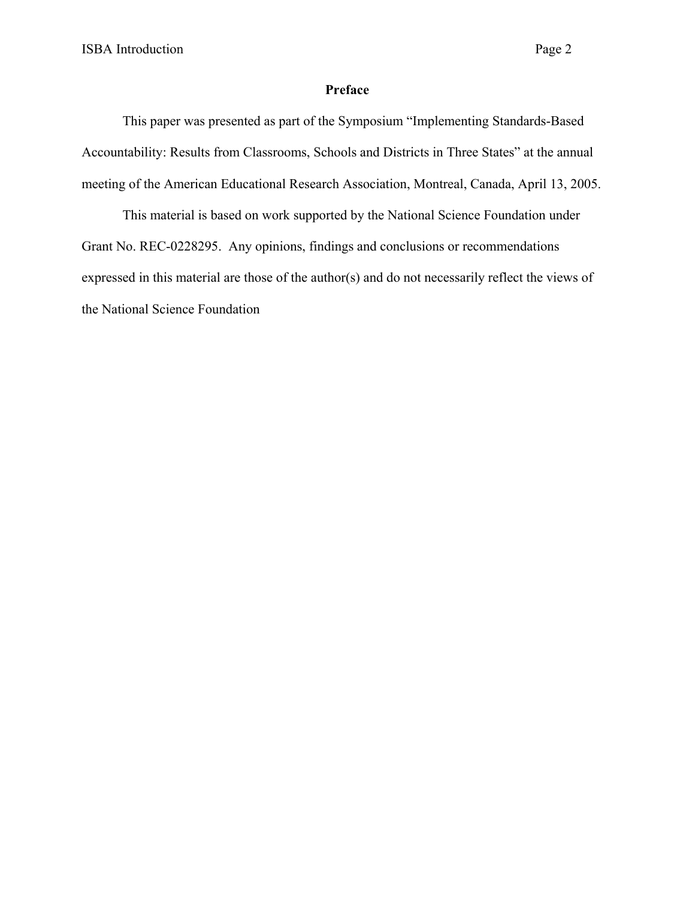## Preface

This paper was presented as part of the Symposium "Implementing Standards-Based Accountability: Results from Classrooms, Schools and Districts in Three States" at the annual meeting of the American Educational Research Association, Montreal, Canada, April 13, 2005.

This material is based on work supported by the National Science Foundation under Grant No. REC-0228295. Any opinions, findings and conclusions or recommendations expressed in this material are those of the author(s) and do not necessarily reflect the views of the National Science Foundation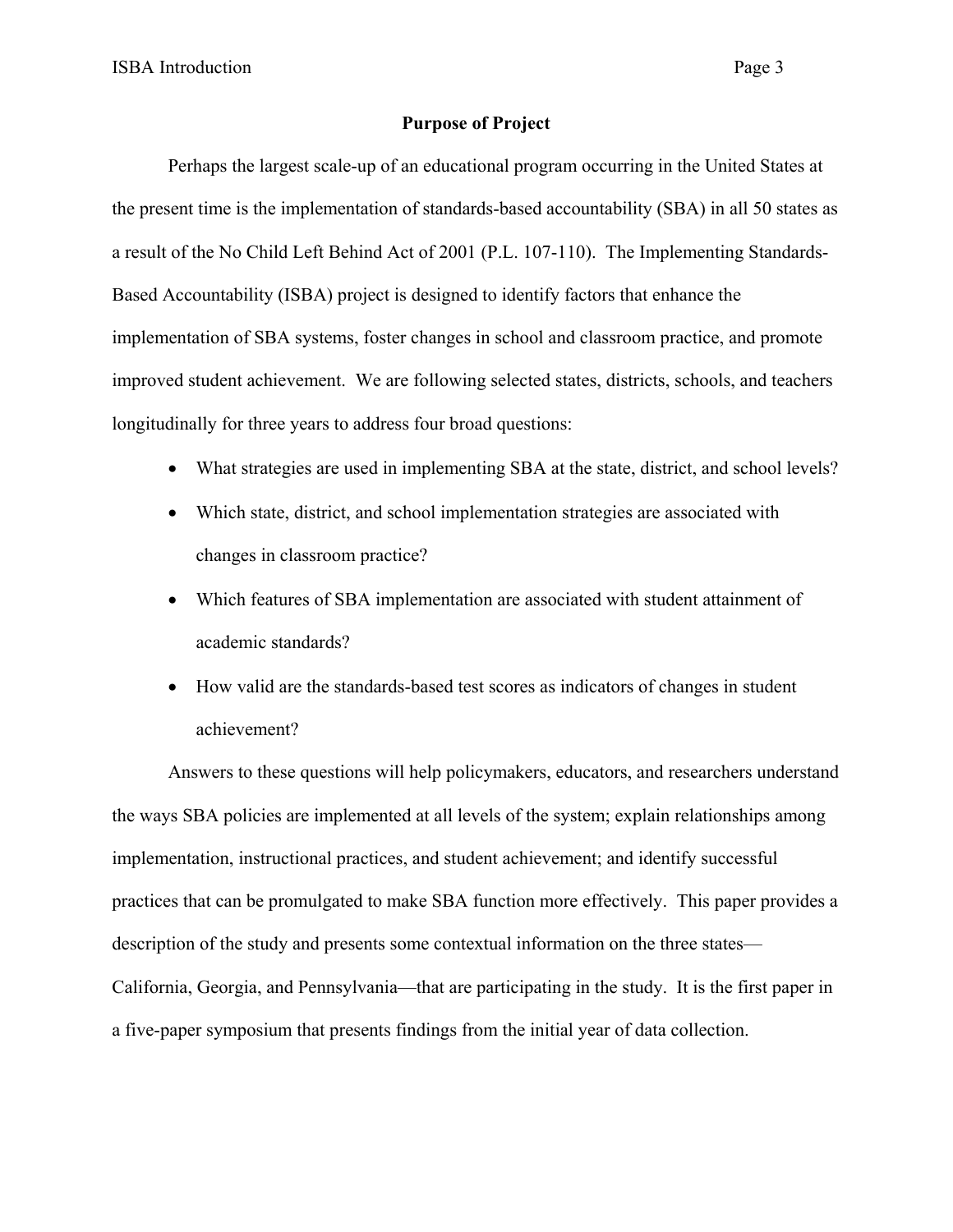## Purpose of Project

Perhaps the largest scale-up of an educational program occurring in the United States at the present time is the implementation of standards-based accountability (SBA) in all 50 states as a result of the No Child Left Behind Act of 2001 (P.L. 107-110). The Implementing Standards-Based Accountability (ISBA) project is designed to identify factors that enhance the implementation of SBA systems, foster changes in school and classroom practice, and promote improved student achievement. We are following selected states, districts, schools, and teachers longitudinally for three years to address four broad questions:

- What strategies are used in implementing SBA at the state, district, and school levels?
- Which state, district, and school implementation strategies are associated with changes in classroom practice?
- Which features of SBA implementation are associated with student attainment of academic standards?
- How valid are the standards-based test scores as indicators of changes in student achievement?

Answers to these questions will help policymakers, educators, and researchers understand the ways SBA policies are implemented at all levels of the system; explain relationships among implementation, instructional practices, and student achievement; and identify successful practices that can be promulgated to make SBA function more effectively. This paper provides a description of the study and presents some contextual information on the three states—California, Georgia, and Pennsylvania—that are participating in the study. It is the first paper in a five-paper symposium that presents findings from the initial year of data collection.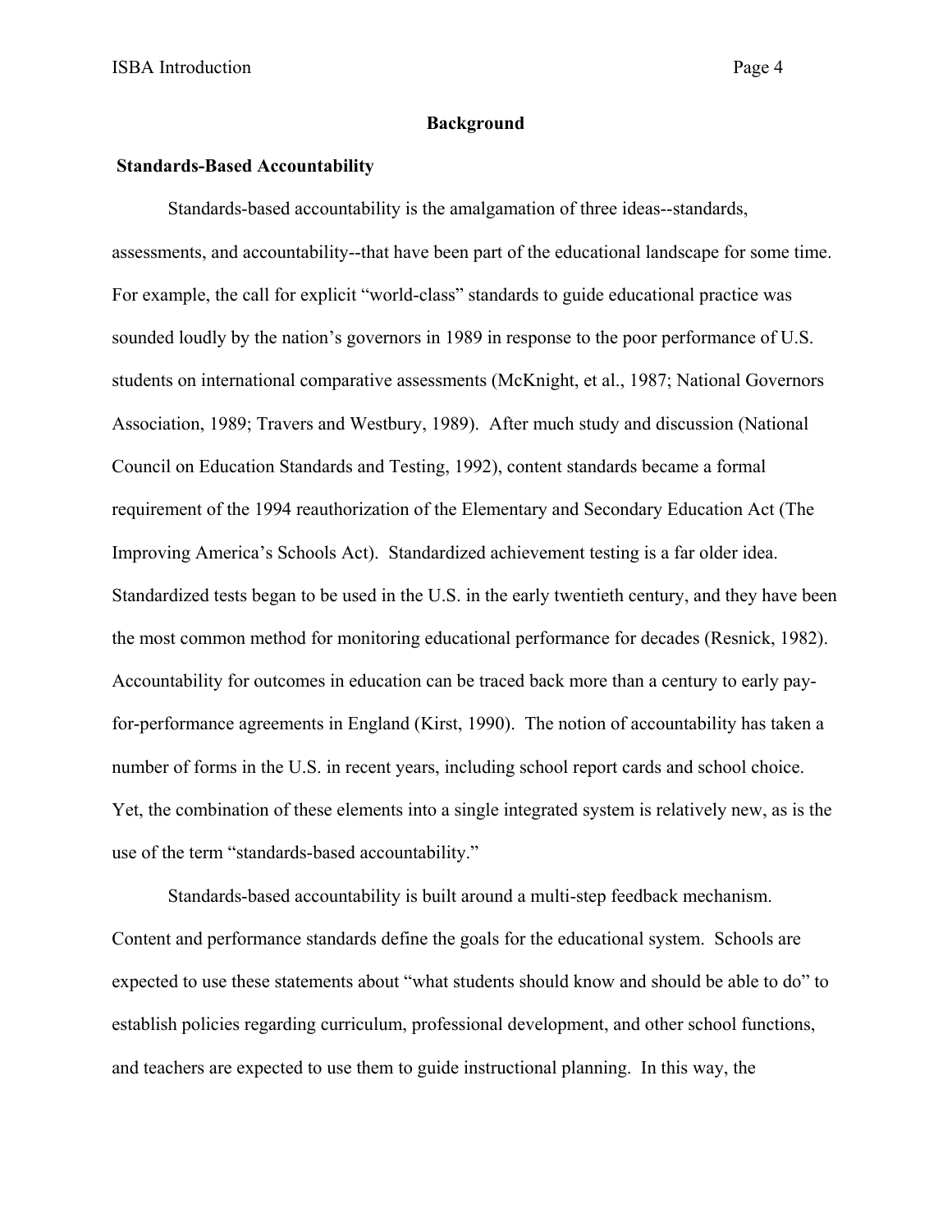## Background

### Standards-Based Accountability

Standards-based accountability is the amalgamation of three ideas--standards, assessments, and accountability--that have been part of the educational landscape for some time. For example, the call for explicit "world-class" standards to guide educational practice was sounded loudly by the nation's governors in 1989 in response to the poor performance of U.S. students on international comparative assessments (McKnight, et al., 1987; National Governors Association, 1989; Travers and Westbury, 1989). After much study and discussion (National Council on Education Standards and Testing, 1992), content standards became a formal requirement of the 1994 reauthorization of the Elementary and Secondary Education Act (The Improving America's Schools Act). Standardized achievement testing is a far older idea. Standardized tests began to be used in the U.S. in the early twentieth century, and they have been the most common method for monitoring educational performance for decades (Resnick, 1982). Accountability for outcomes in education can be traced back more than a century to early pay-for-performance agreements in England (Kirst, 1990). The notion of accountability has taken a number of forms in the U.S. in recent years, including school report cards and school choice. Yet, the combination of these elements into a single integrated system is relatively new, as is the use of the term "standards-based accountability."

Standards-based accountability is built around a multi-step feedback mechanism. Content and performance standards define the goals for the educational system. Schools are expected to use these statements about "what students should know and should be able to do" to establish policies regarding curriculum, professional development, and other school functions, and teachers are expected to use them to guide instructional planning. In this way, the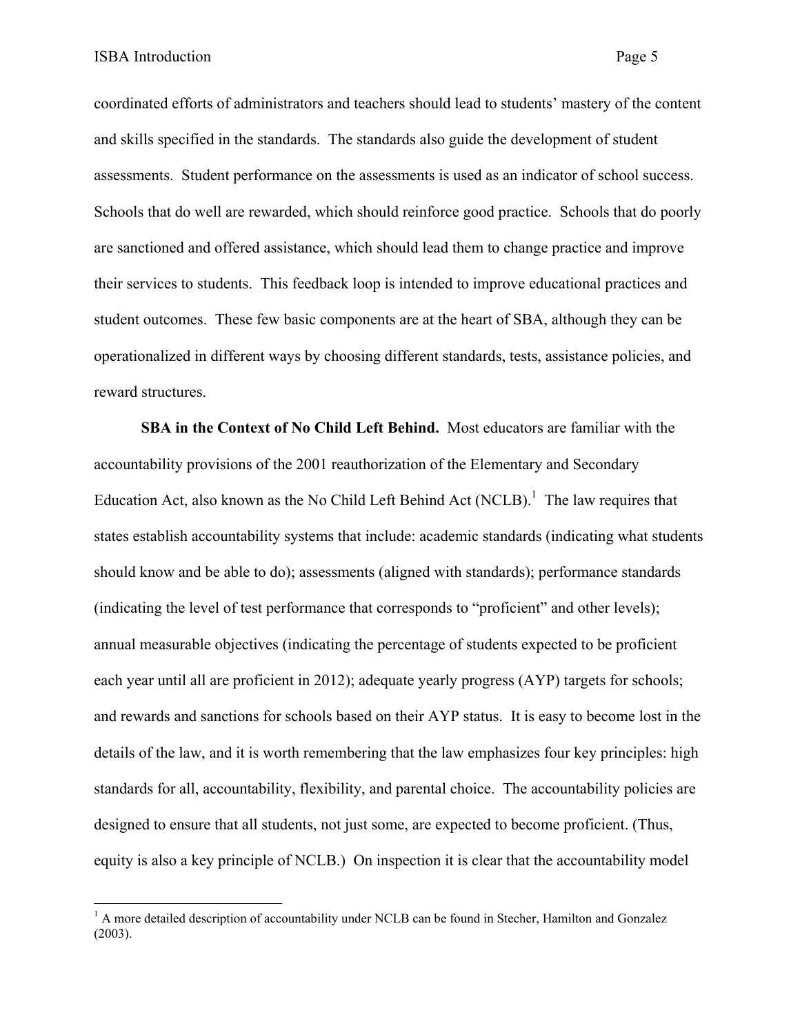coordinated efforts of administrators and teachers should lead to students' mastery of the content and skills specified in the standards. The standards also guide the development of student assessments. Student performance on the assessments is used as an indicator of school success. Schools that do well are rewarded, which should reinforce good practice. Schools that do poorly are sanctioned and offered assistance, which should lead them to change practice and improve their services to students. This feedback loop is intended to improve educational practices and student outcomes. These few basic components are at the heart of SBA, although they can be operationalized in different ways by choosing different standards, tests, assistance policies, and reward structures.

**SBA in the Context of No Child Left Behind.** Most educators are familiar with the accountability provisions of the 2001 reauthorization of the Elementary and Secondary Education Act, also known as the No Child Left Behind Act (NCLB).[1] The law requires that states establish accountability systems that include: academic standards (indicating what students should know and be able to do); assessments (aligned with standards); performance standards (indicating the level of test performance that corresponds to "proficient" and other levels); annual measurable objectives (indicating the percentage of students expected to be proficient each year until all are proficient in 2012); adequate yearly progress (AYP) targets for schools; and rewards and sanctions for schools based on their AYP status. It is easy to become lost in the details of the law, and it is worth remembering that the law emphasizes four key principles: high standards for all, accountability, flexibility, and parental choice. The accountability policies are designed to ensure that all students, not just some, are expected to become proficient. (Thus, equity is also a key principle of NCLB.) On inspection it is clear that the accountability model

[1] A more detailed description of accountability under NCLB can be found in Stecher, Hamilton and Gonzalez (2003).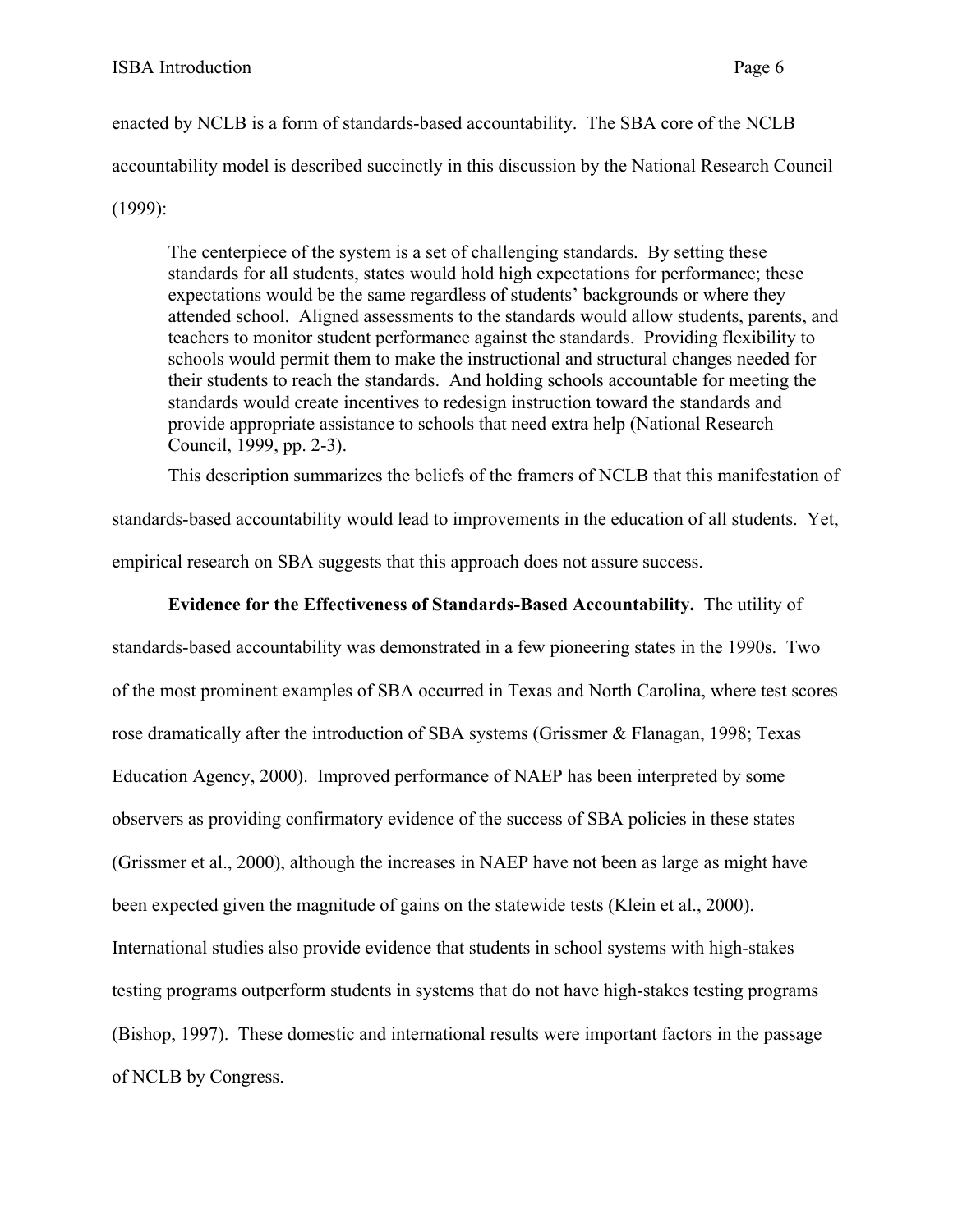enacted by NCLB is a form of standards-based accountability. The SBA core of the NCLB accountability model is described succinctly in this discussion by the National Research Council (1999):

> The centerpiece of the system is a set of challenging standards. By setting these standards for all students, states would hold high expectations for performance; these expectations would be the same regardless of students' backgrounds or where they attended school. Aligned assessments to the standards would allow students, parents, and teachers to monitor student performance against the standards. Providing flexibility to schools would permit them to make the instructional and structural changes needed for their students to reach the standards. And holding schools accountable for meeting the standards would create incentives to redesign instruction toward the standards and provide appropriate assistance to schools that need extra help (National Research Council, 1999, pp. 2-3).

This description summarizes the beliefs of the framers of NCLB that this manifestation of standards-based accountability would lead to improvements in the education of all students. Yet, empirical research on SBA suggests that this approach does not assure success.

**Evidence for the Effectiveness of Standards-Based Accountability.** The utility of standards-based accountability was demonstrated in a few pioneering states in the 1990s. Two of the most prominent examples of SBA occurred in Texas and North Carolina, where test scores rose dramatically after the introduction of SBA systems (Grissmer & Flanagan, 1998; Texas Education Agency, 2000). Improved performance of NAEP has been interpreted by some observers as providing confirmatory evidence of the success of SBA policies in these states (Grissmer et al., 2000), although the increases in NAEP have not been as large as might have been expected given the magnitude of gains on the statewide tests (Klein et al., 2000). International studies also provide evidence that students in school systems with high-stakes testing programs outperform students in systems that do not have high-stakes testing programs (Bishop, 1997). These domestic and international results were important factors in the passage of NCLB by Congress.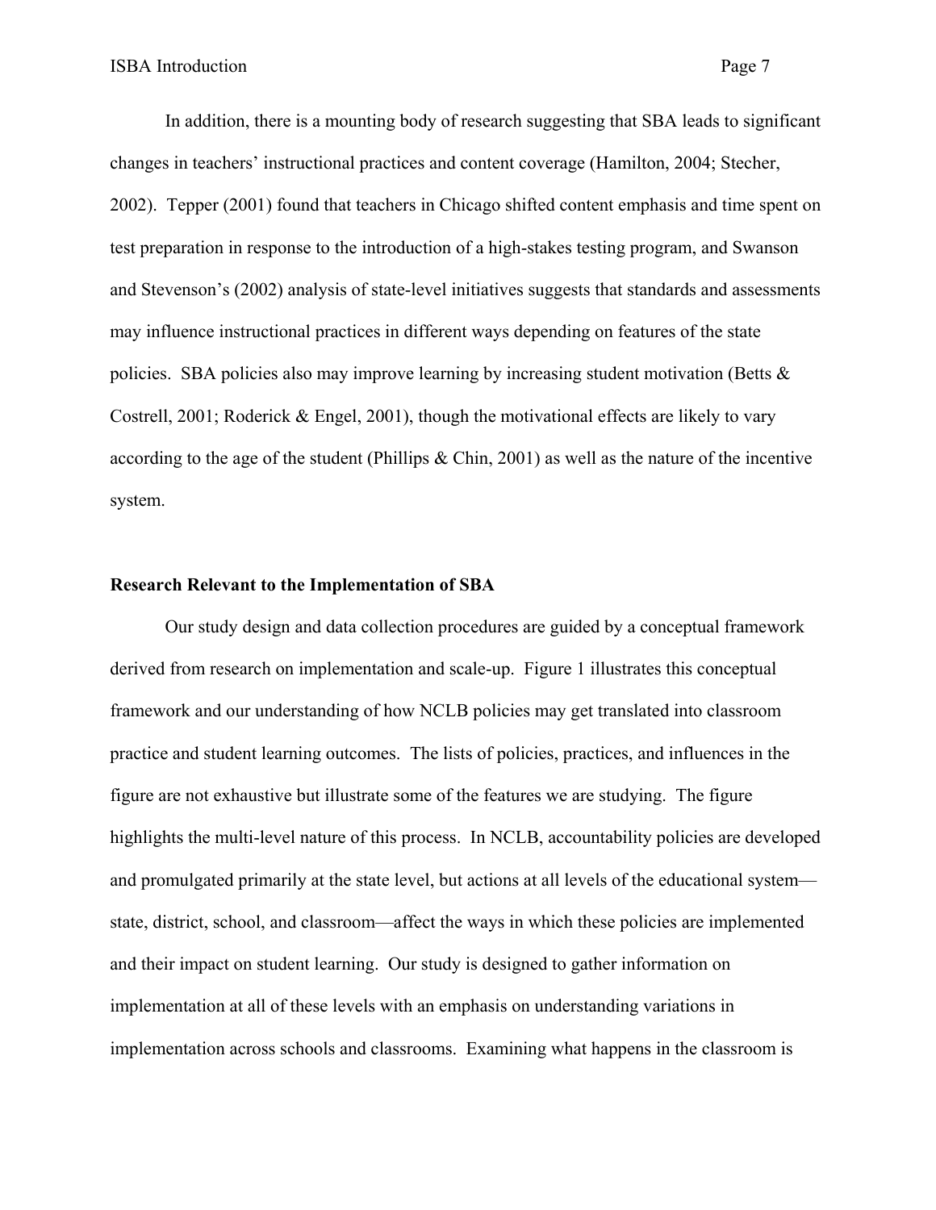In addition, there is a mounting body of research suggesting that SBA leads to significant changes in teachers' instructional practices and content coverage (Hamilton, 2004; Stecher, 2002). Tepper (2001) found that teachers in Chicago shifted content emphasis and time spent on test preparation in response to the introduction of a high-stakes testing program, and Swanson and Stevenson's (2002) analysis of state-level initiatives suggests that standards and assessments may influence instructional practices in different ways depending on features of the state policies. SBA policies also may improve learning by increasing student motivation (Betts & Costrell, 2001; Roderick & Engel, 2001), though the motivational effects are likely to vary according to the age of the student (Phillips & Chin, 2001) as well as the nature of the incentive system.

**Research Relevant to the Implementation of SBA**

Our study design and data collection procedures are guided by a conceptual framework derived from research on implementation and scale-up. Figure 1 illustrates this conceptual framework and our understanding of how NCLB policies may get translated into classroom practice and student learning outcomes. The lists of policies, practices, and influences in the figure are not exhaustive but illustrate some of the features we are studying. The figure highlights the multi-level nature of this process. In NCLB, accountability policies are developed and promulgated primarily at the state level, but actions at all levels of the educational system—state, district, school, and classroom—affect the ways in which these policies are implemented and their impact on student learning. Our study is designed to gather information on implementation at all of these levels with an emphasis on understanding variations in implementation across schools and classrooms. Examining what happens in the classroom is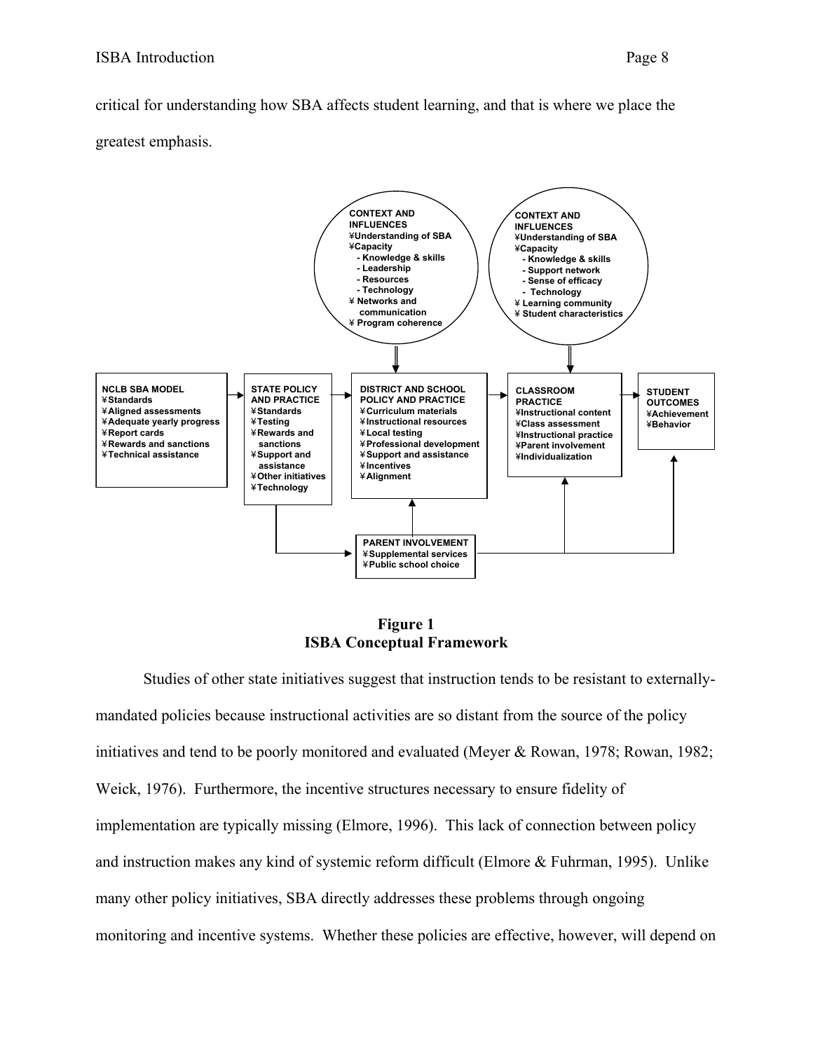critical for understanding how SBA affects student learning, and that is where we place the greatest emphasis.

**CONTEXT AND INFLUENCES**
- Understanding of SBA
- Capacity
  - Knowledge & skills
  - Leadership
  - Resources
  - Technology
- Networks and communication
- Program coherence

**CONTEXT AND INFLUENCES**
- Understanding of SBA
- Capacity
  - Knowledge & skills
  - Support network
  - Sense of efficacy
  - Technology
- Learning community
- Student characteristics

**NCLB SBA MODEL**
- Standards
- Aligned assessments
- Adequate yearly progress
- Report cards
- Rewards and sanctions
- Technical assistance

**STATE POLICY AND PRACTICE**
- Standards
- Testing
- Rewards and sanctions
- Support and assistance
- Other initiatives
- Technology

**DISTRICT AND SCHOOL POLICY AND PRACTICE**
- Curriculum materials
- Instructional resources
- Local testing
- Professional development
- Support and assistance
- Incentives
- Alignment

**CLASSROOM PRACTICE**
- Instructional content
- Class assessment
- Instructional practice
- Parent involvement
- Individualization

**STUDENT OUTCOMES**
- Achievement
- Behavior

**PARENT INVOLVEMENT**
- Supplemental services
- Public school choice

**Figure 1**
**ISBA Conceptual Framework**

Studies of other state initiatives suggest that instruction tends to be resistant to externally-mandated policies because instructional activities are so distant from the source of the policy initiatives and tend to be poorly monitored and evaluated (Meyer & Rowan, 1978; Rowan, 1982; Weick, 1976). Furthermore, the incentive structures necessary to ensure fidelity of implementation are typically missing (Elmore, 1996). This lack of connection between policy and instruction makes any kind of systemic reform difficult (Elmore & Fuhrman, 1995). Unlike many other policy initiatives, SBA directly addresses these problems through ongoing monitoring and incentive systems. Whether these policies are effective, however, will depend on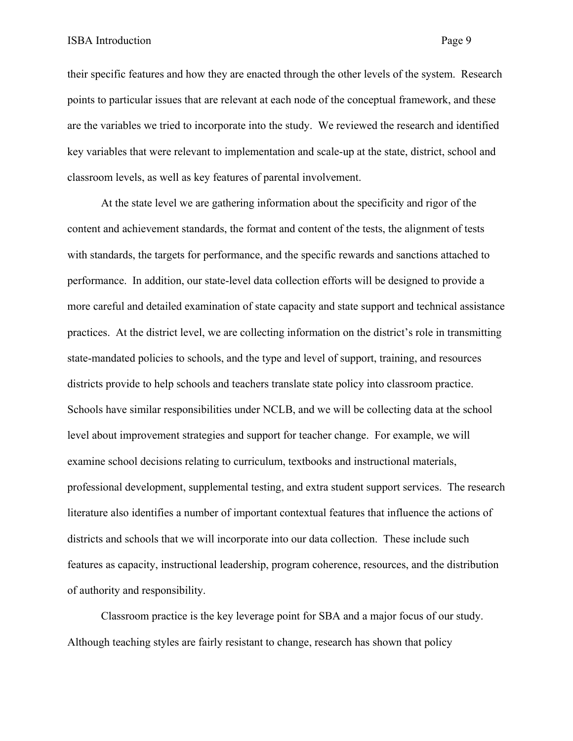their specific features and how they are enacted through the other levels of the system. Research points to particular issues that are relevant at each node of the conceptual framework, and these are the variables we tried to incorporate into the study. We reviewed the research and identified key variables that were relevant to implementation and scale-up at the state, district, school and classroom levels, as well as key features of parental involvement.

At the state level we are gathering information about the specificity and rigor of the content and achievement standards, the format and content of the tests, the alignment of tests with standards, the targets for performance, and the specific rewards and sanctions attached to performance. In addition, our state-level data collection efforts will be designed to provide a more careful and detailed examination of state capacity and state support and technical assistance practices. At the district level, we are collecting information on the district's role in transmitting state-mandated policies to schools, and the type and level of support, training, and resources districts provide to help schools and teachers translate state policy into classroom practice. Schools have similar responsibilities under NCLB, and we will be collecting data at the school level about improvement strategies and support for teacher change. For example, we will examine school decisions relating to curriculum, textbooks and instructional materials, professional development, supplemental testing, and extra student support services. The research literature also identifies a number of important contextual features that influence the actions of districts and schools that we will incorporate into our data collection. These include such features as capacity, instructional leadership, program coherence, resources, and the distribution of authority and responsibility.

Classroom practice is the key leverage point for SBA and a major focus of our study. Although teaching styles are fairly resistant to change, research has shown that policy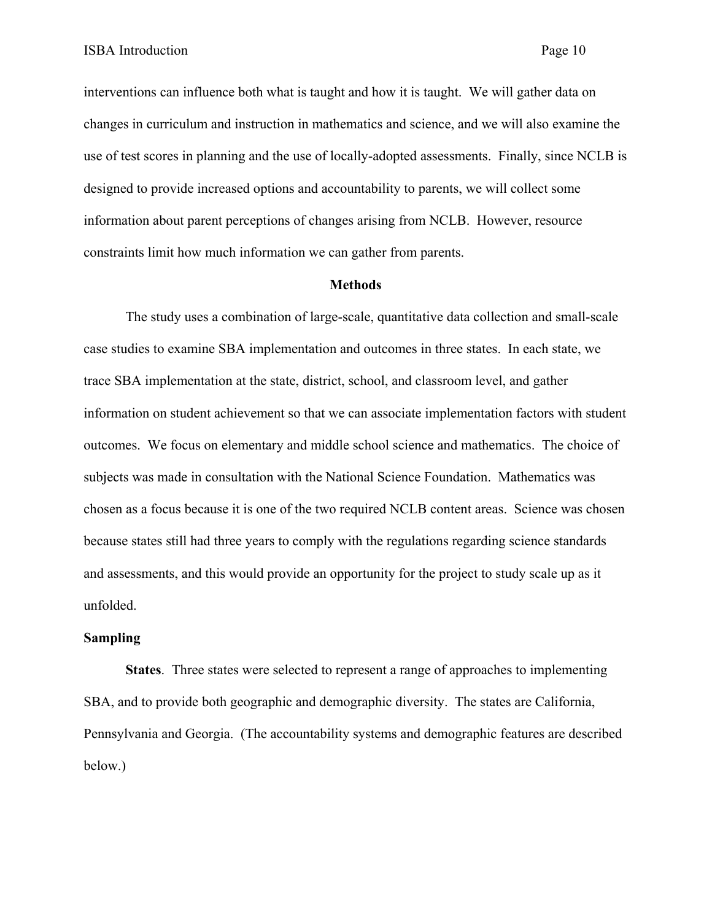interventions can influence both what is taught and how it is taught. We will gather data on changes in curriculum and instruction in mathematics and science, and we will also examine the use of test scores in planning and the use of locally-adopted assessments. Finally, since NCLB is designed to provide increased options and accountability to parents, we will collect some information about parent perceptions of changes arising from NCLB. However, resource constraints limit how much information we can gather from parents.

## Methods

The study uses a combination of large-scale, quantitative data collection and small-scale case studies to examine SBA implementation and outcomes in three states. In each state, we trace SBA implementation at the state, district, school, and classroom level, and gather information on student achievement so that we can associate implementation factors with student outcomes. We focus on elementary and middle school science and mathematics. The choice of subjects was made in consultation with the National Science Foundation. Mathematics was chosen as a focus because it is one of the two required NCLB content areas. Science was chosen because states still had three years to comply with the regulations regarding science standards and assessments, and this would provide an opportunity for the project to study scale up as it unfolded.

### Sampling

**States**. Three states were selected to represent a range of approaches to implementing SBA, and to provide both geographic and demographic diversity. The states are California, Pennsylvania and Georgia. (The accountability systems and demographic features are described below.)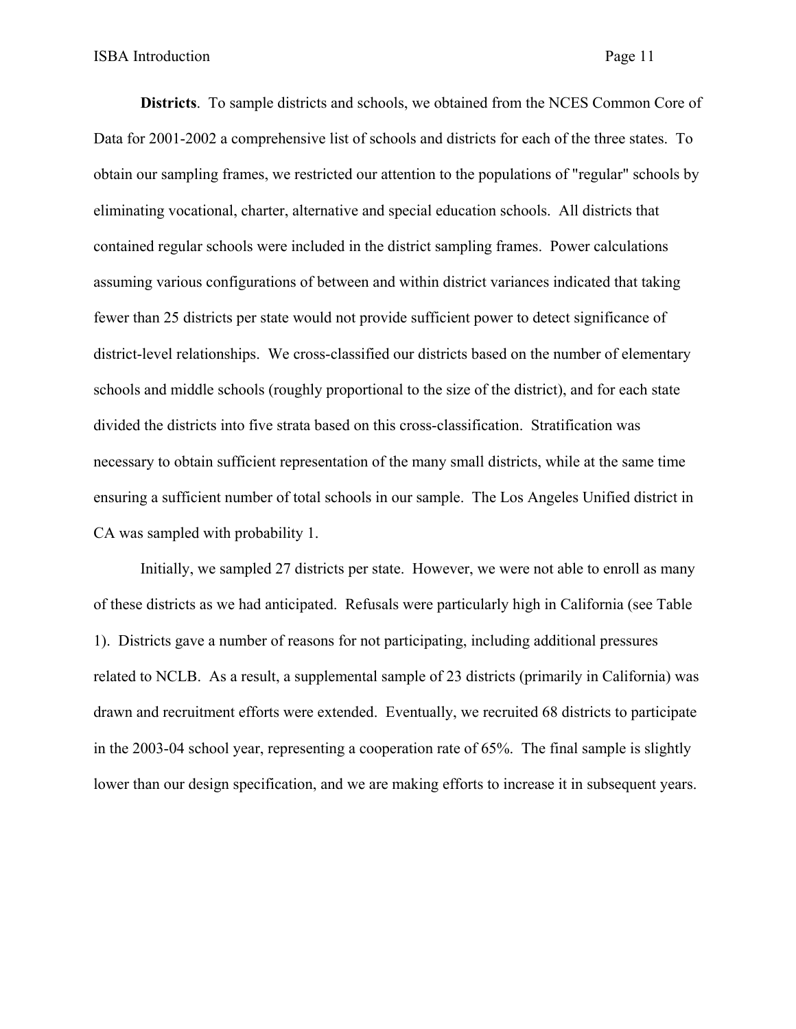**Districts**. To sample districts and schools, we obtained from the NCES Common Core of Data for 2001-2002 a comprehensive list of schools and districts for each of the three states. To obtain our sampling frames, we restricted our attention to the populations of "regular" schools by eliminating vocational, charter, alternative and special education schools. All districts that contained regular schools were included in the district sampling frames. Power calculations assuming various configurations of between and within district variances indicated that taking fewer than 25 districts per state would not provide sufficient power to detect significance of district-level relationships. We cross-classified our districts based on the number of elementary schools and middle schools (roughly proportional to the size of the district), and for each state divided the districts into five strata based on this cross-classification. Stratification was necessary to obtain sufficient representation of the many small districts, while at the same time ensuring a sufficient number of total schools in our sample. The Los Angeles Unified district in CA was sampled with probability 1.

Initially, we sampled 27 districts per state. However, we were not able to enroll as many of these districts as we had anticipated. Refusals were particularly high in California (see Table 1). Districts gave a number of reasons for not participating, including additional pressures related to NCLB. As a result, a supplemental sample of 23 districts (primarily in California) was drawn and recruitment efforts were extended. Eventually, we recruited 68 districts to participate in the 2003-04 school year, representing a cooperation rate of 65%. The final sample is slightly lower than our design specification, and we are making efforts to increase it in subsequent years.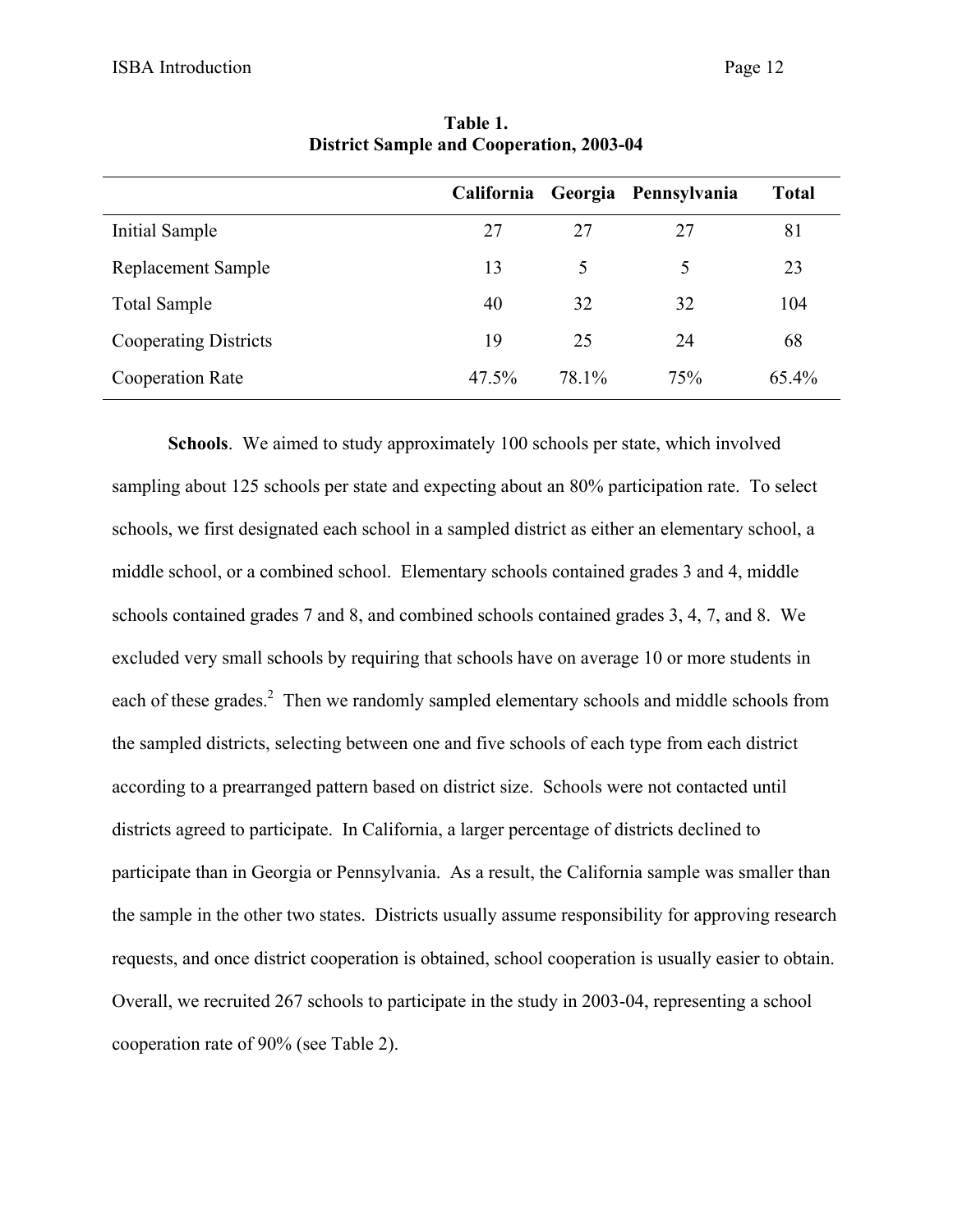**Table 1.**
**District Sample and Cooperation, 2003-04**

| | California | Georgia | Pennsylvania | Total |
|---|---|---|---|---|
| Initial Sample | 27 | 27 | 27 | 81 |
| Replacement Sample | 13 | 5 | 5 | 23 |
| Total Sample | 40 | 32 | 32 | 104 |
| Cooperating Districts | 19 | 25 | 24 | 68 |
| Cooperation Rate | 47.5% | 78.1% | 75% | 65.4% |

**Schools**. We aimed to study approximately 100 schools per state, which involved sampling about 125 schools per state and expecting about an 80% participation rate. To select schools, we first designated each school in a sampled district as either an elementary school, a middle school, or a combined school. Elementary schools contained grades 3 and 4, middle schools contained grades 7 and 8, and combined schools contained grades 3, 4, 7, and 8. We excluded very small schools by requiring that schools have on average 10 or more students in each of these grades.[2] Then we randomly sampled elementary schools and middle schools from the sampled districts, selecting between one and five schools of each type from each district according to a prearranged pattern based on district size. Schools were not contacted until districts agreed to participate. In California, a larger percentage of districts declined to participate than in Georgia or Pennsylvania. As a result, the California sample was smaller than the sample in the other two states. Districts usually assume responsibility for approving research requests, and once district cooperation is obtained, school cooperation is usually easier to obtain. Overall, we recruited 267 schools to participate in the study in 2003-04, representing a school cooperation rate of 90% (see Table 2).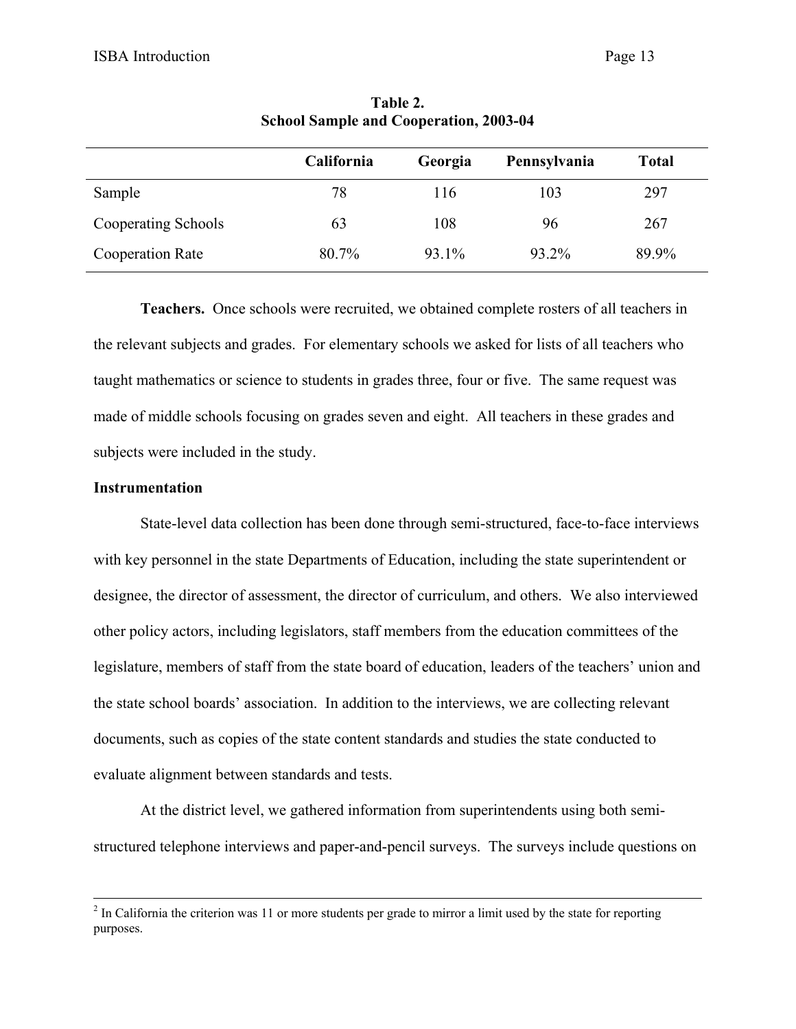**Table 2.**
**School Sample and Cooperation, 2003-04**

| | California | Georgia | Pennsylvania | Total |
|---|---|---|---|---|
| Sample | 78 | 116 | 103 | 297 |
| Cooperating Schools | 63 | 108 | 96 | 267 |
| Cooperation Rate | 80.7% | 93.1% | 93.2% | 89.9% |

**Teachers.** Once schools were recruited, we obtained complete rosters of all teachers in the relevant subjects and grades. For elementary schools we asked for lists of all teachers who taught mathematics or science to students in grades three, four or five. The same request was made of middle schools focusing on grades seven and eight. All teachers in these grades and subjects were included in the study.

### Instrumentation

State-level data collection has been done through semi-structured, face-to-face interviews with key personnel in the state Departments of Education, including the state superintendent or designee, the director of assessment, the director of curriculum, and others. We also interviewed other policy actors, including legislators, staff members from the education committees of the legislature, members of staff from the state board of education, leaders of the teachers' union and the state school boards' association. In addition to the interviews, we are collecting relevant documents, such as copies of the state content standards and studies the state conducted to evaluate alignment between standards and tests.

At the district level, we gathered information from superintendents using both semi-structured telephone interviews and paper-and-pencil surveys. The surveys include questions on

---

[2] In California the criterion was 11 or more students per grade to mirror a limit used by the state for reporting purposes.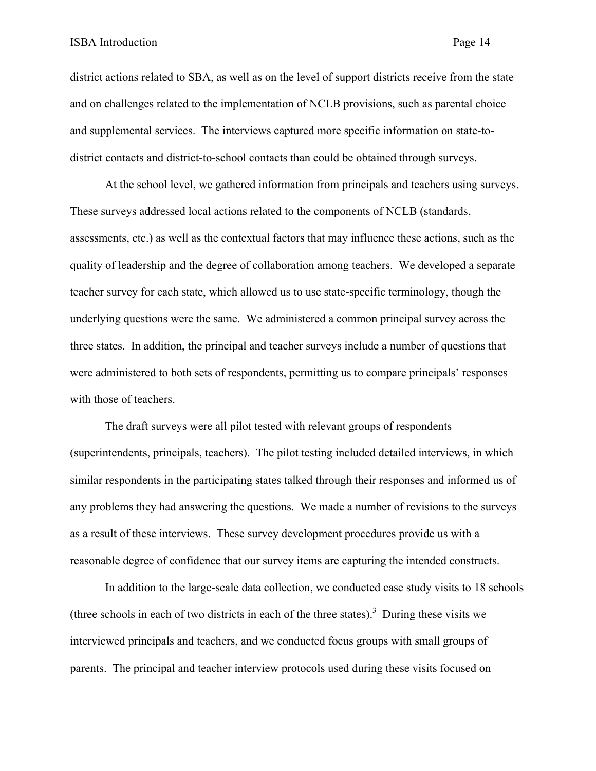district actions related to SBA, as well as on the level of support districts receive from the state and on challenges related to the implementation of NCLB provisions, such as parental choice and supplemental services. The interviews captured more specific information on state-to-district contacts and district-to-school contacts than could be obtained through surveys.

At the school level, we gathered information from principals and teachers using surveys. These surveys addressed local actions related to the components of NCLB (standards, assessments, etc.) as well as the contextual factors that may influence these actions, such as the quality of leadership and the degree of collaboration among teachers. We developed a separate teacher survey for each state, which allowed us to use state-specific terminology, though the underlying questions were the same. We administered a common principal survey across the three states. In addition, the principal and teacher surveys include a number of questions that were administered to both sets of respondents, permitting us to compare principals' responses with those of teachers.

The draft surveys were all pilot tested with relevant groups of respondents (superintendents, principals, teachers). The pilot testing included detailed interviews, in which similar respondents in the participating states talked through their responses and informed us of any problems they had answering the questions. We made a number of revisions to the surveys as a result of these interviews. These survey development procedures provide us with a reasonable degree of confidence that our survey items are capturing the intended constructs.

In addition to the large-scale data collection, we conducted case study visits to 18 schools (three schools in each of two districts in each of the three states).[3] During these visits we interviewed principals and teachers, and we conducted focus groups with small groups of parents. The principal and teacher interview protocols used during these visits focused on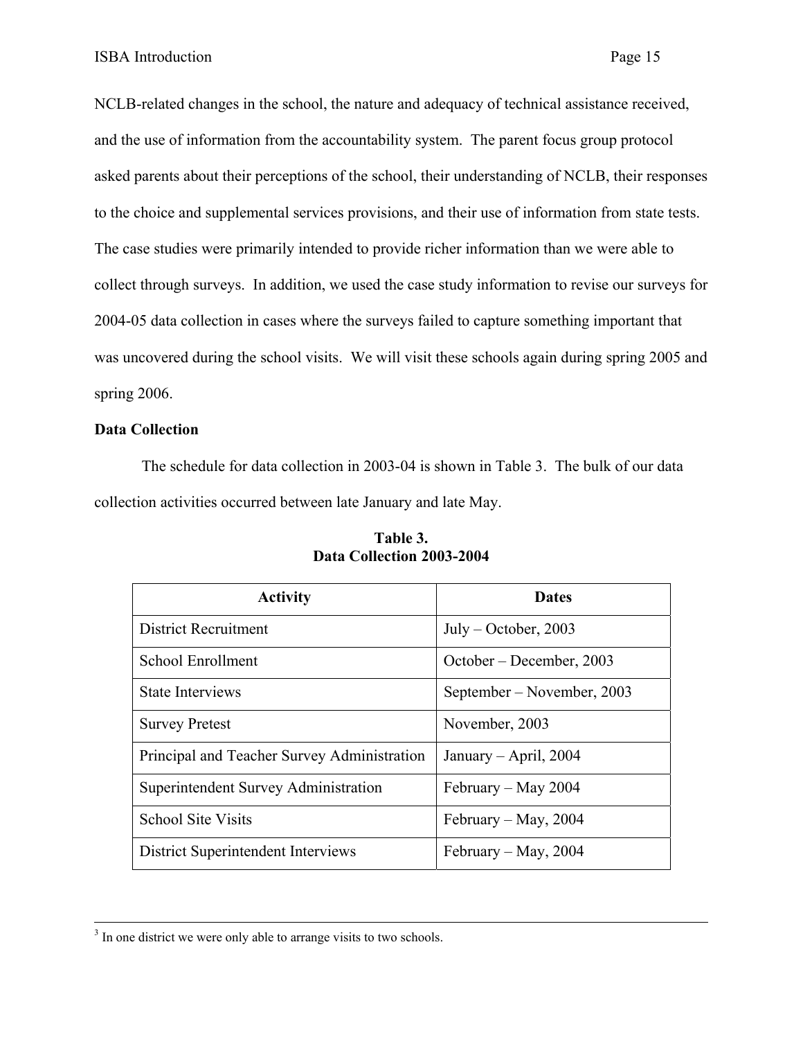NCLB-related changes in the school, the nature and adequacy of technical assistance received, and the use of information from the accountability system. The parent focus group protocol asked parents about their perceptions of the school, their understanding of NCLB, their responses to the choice and supplemental services provisions, and their use of information from state tests. The case studies were primarily intended to provide richer information than we were able to collect through surveys. In addition, we used the case study information to revise our surveys for 2004-05 data collection in cases where the surveys failed to capture something important that was uncovered during the school visits. We will visit these schools again during spring 2005 and spring 2006.

**Data Collection**

The schedule for data collection in 2003-04 is shown in Table 3. The bulk of our data collection activities occurred between late January and late May.

**Table 3.**
**Data Collection 2003-2004**

| Activity | Dates |
|---|---|
| District Recruitment | July – October, 2003 |
| School Enrollment | October – December, 2003 |
| State Interviews | September – November, 2003 |
| Survey Pretest | November, 2003 |
| Principal and Teacher Survey Administration | January – April, 2004 |
| Superintendent Survey Administration | February – May 2004 |
| School Site Visits | February – May, 2004 |
| District Superintendent Interviews | February – May, 2004 |

---

[3] In one district we were only able to arrange visits to two schools.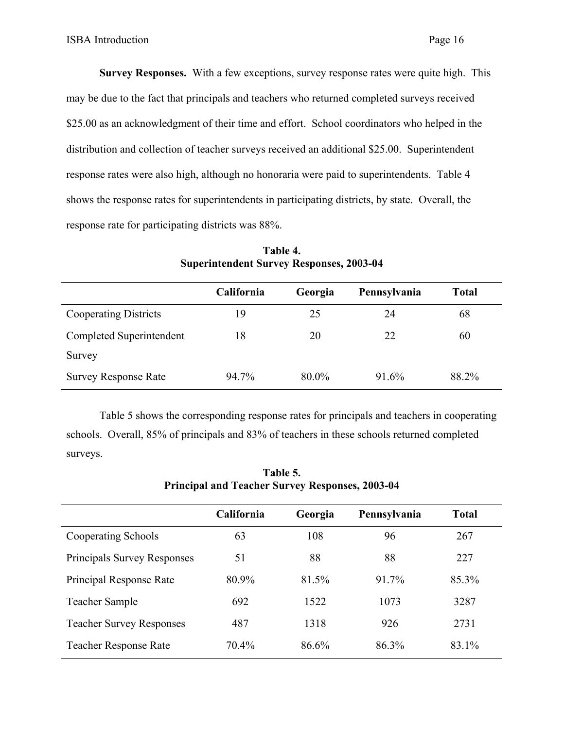**Survey Responses.** With a few exceptions, survey response rates were quite high. This may be due to the fact that principals and teachers who returned completed surveys received $25.00 as an acknowledgment of their time and effort. School coordinators who helped in the distribution and collection of teacher surveys received an additional $25.00. Superintendent response rates were also high, although no honoraria were paid to superintendents. Table 4 shows the response rates for superintendents in participating districts, by state. Overall, the response rate for participating districts was 88%.

**Table 4.**
**Superintendent Survey Responses, 2003-04**

| | California | Georgia | Pennsylvania | Total |
|---|---|---|---|---|
| Cooperating Districts | 19 | 25 | 24 | 68 |
| Completed Superintendent Survey | 18 | 20 | 22 | 60 |
| Survey Response Rate | 94.7% | 80.0% | 91.6% | 88.2% |

Table 5 shows the corresponding response rates for principals and teachers in cooperating schools. Overall, 85% of principals and 83% of teachers in these schools returned completed surveys.

**Table 5.**
**Principal and Teacher Survey Responses, 2003-04**

| | California | Georgia | Pennsylvania | Total |
|---|---|---|---|---|
| Cooperating Schools | 63 | 108 | 96 | 267 |
| Principals Survey Responses | 51 | 88 | 88 | 227 |
| Principal Response Rate | 80.9% | 81.5% | 91.7% | 85.3% |
| Teacher Sample | 692 | 1522 | 1073 | 3287 |
| Teacher Survey Responses | 487 | 1318 | 926 | 2731 |
| Teacher Response Rate | 70.4% | 86.6% | 86.3% | 83.1% |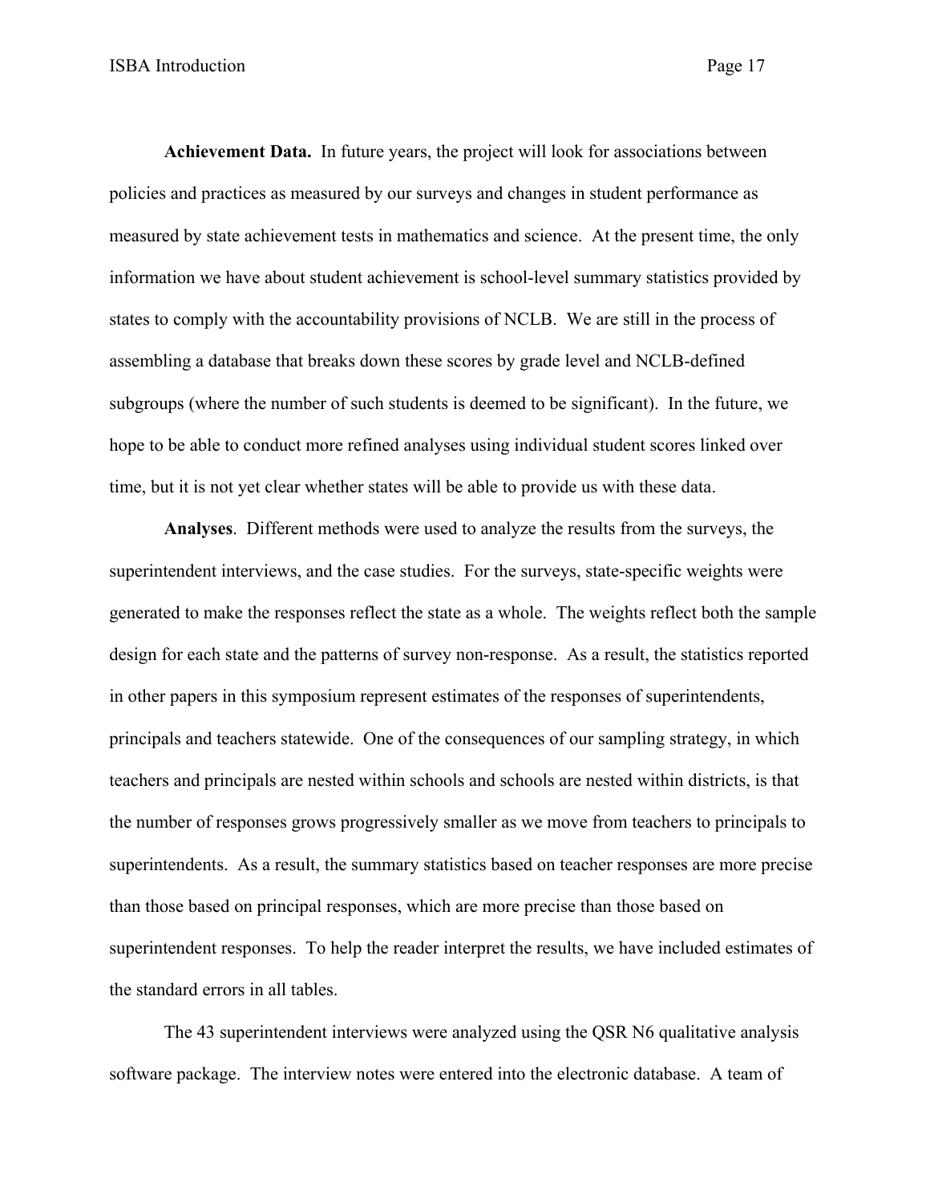**Achievement Data.** In future years, the project will look for associations between policies and practices as measured by our surveys and changes in student performance as measured by state achievement tests in mathematics and science. At the present time, the only information we have about student achievement is school-level summary statistics provided by states to comply with the accountability provisions of NCLB. We are still in the process of assembling a database that breaks down these scores by grade level and NCLB-defined subgroups (where the number of such students is deemed to be significant). In the future, we hope to be able to conduct more refined analyses using individual student scores linked over time, but it is not yet clear whether states will be able to provide us with these data.

**Analyses**. Different methods were used to analyze the results from the surveys, the superintendent interviews, and the case studies. For the surveys, state-specific weights were generated to make the responses reflect the state as a whole. The weights reflect both the sample design for each state and the patterns of survey non-response. As a result, the statistics reported in other papers in this symposium represent estimates of the responses of superintendents, principals and teachers statewide. One of the consequences of our sampling strategy, in which teachers and principals are nested within schools and schools are nested within districts, is that the number of responses grows progressively smaller as we move from teachers to principals to superintendents. As a result, the summary statistics based on teacher responses are more precise than those based on principal responses, which are more precise than those based on superintendent responses. To help the reader interpret the results, we have included estimates of the standard errors in all tables.

The 43 superintendent interviews were analyzed using the QSR N6 qualitative analysis software package. The interview notes were entered into the electronic database. A team of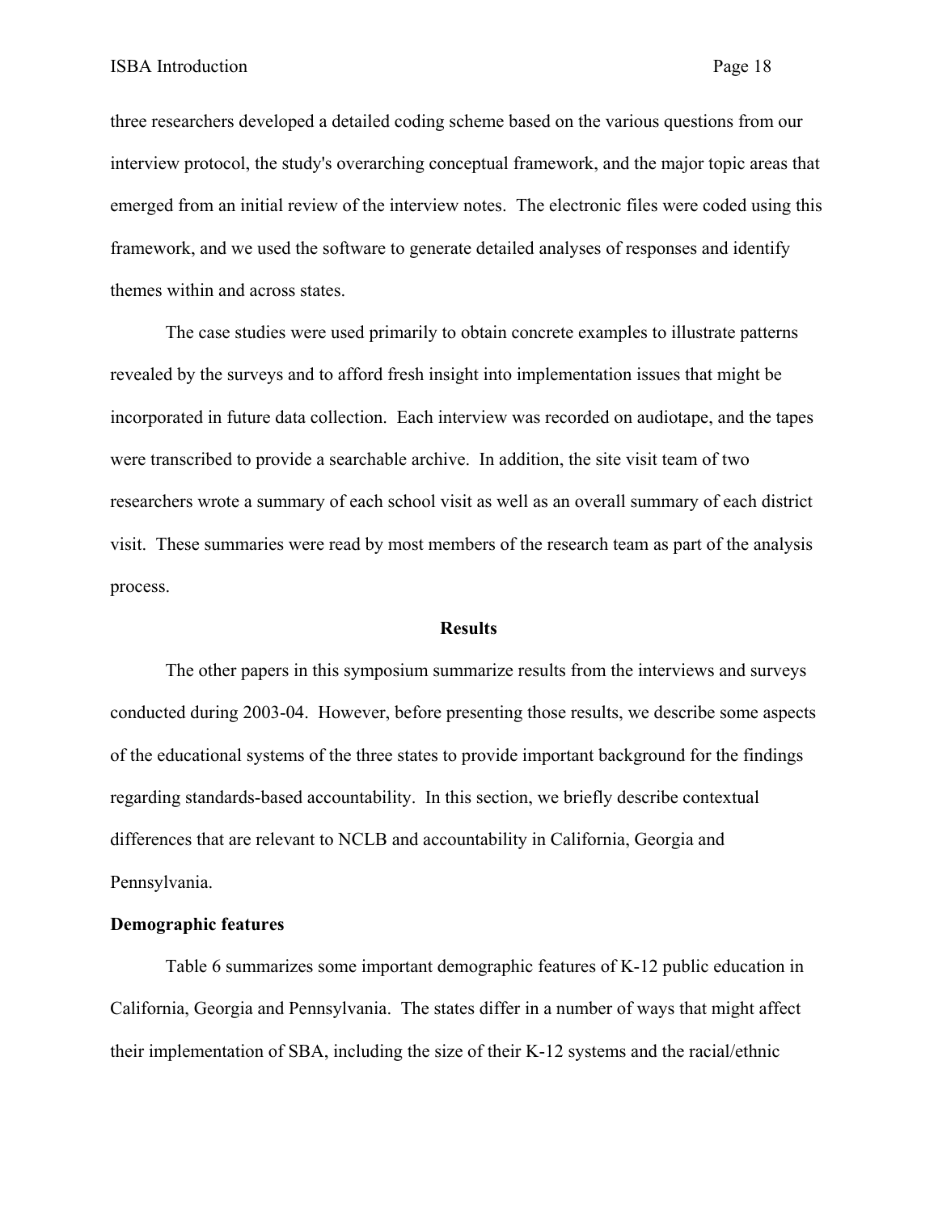three researchers developed a detailed coding scheme based on the various questions from our interview protocol, the study's overarching conceptual framework, and the major topic areas that emerged from an initial review of the interview notes. The electronic files were coded using this framework, and we used the software to generate detailed analyses of responses and identify themes within and across states.

The case studies were used primarily to obtain concrete examples to illustrate patterns revealed by the surveys and to afford fresh insight into implementation issues that might be incorporated in future data collection. Each interview was recorded on audiotape, and the tapes were transcribed to provide a searchable archive. In addition, the site visit team of two researchers wrote a summary of each school visit as well as an overall summary of each district visit. These summaries were read by most members of the research team as part of the analysis process.

## Results

The other papers in this symposium summarize results from the interviews and surveys conducted during 2003-04. However, before presenting those results, we describe some aspects of the educational systems of the three states to provide important background for the findings regarding standards-based accountability. In this section, we briefly describe contextual differences that are relevant to NCLB and accountability in California, Georgia and Pennsylvania.

### Demographic features

Table 6 summarizes some important demographic features of K-12 public education in California, Georgia and Pennsylvania. The states differ in a number of ways that might affect their implementation of SBA, including the size of their K-12 systems and the racial/ethnic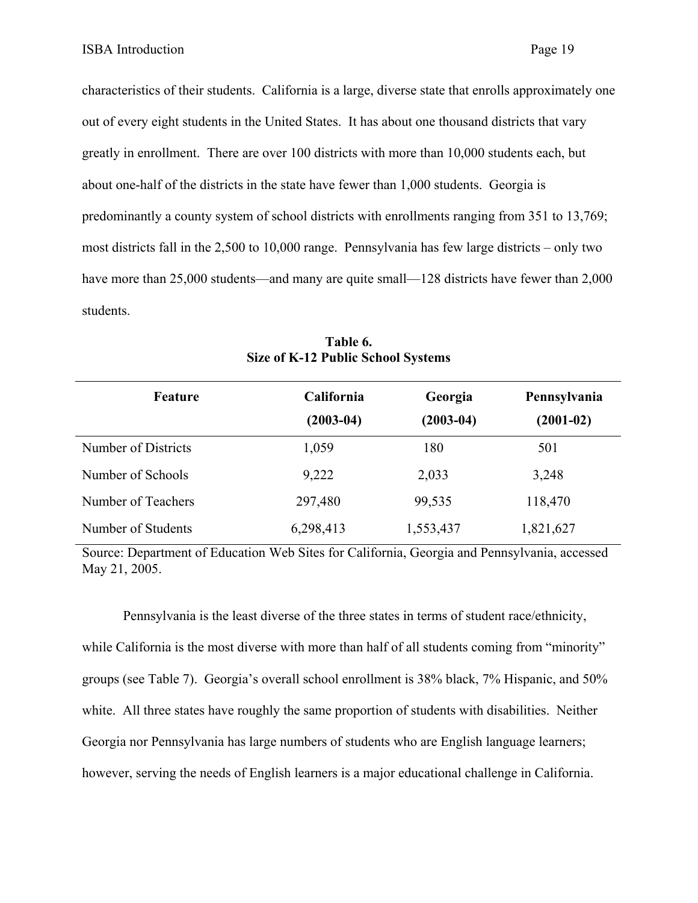characteristics of their students. California is a large, diverse state that enrolls approximately one out of every eight students in the United States. It has about one thousand districts that vary greatly in enrollment. There are over 100 districts with more than 10,000 students each, but about one-half of the districts in the state have fewer than 1,000 students. Georgia is predominantly a county system of school districts with enrollments ranging from 351 to 13,769; most districts fall in the 2,500 to 10,000 range. Pennsylvania has few large districts – only two have more than 25,000 students—and many are quite small—128 districts have fewer than 2,000 students.

**Table 6.**
**Size of K-12 Public School Systems**

| Feature | California (2003-04) | Georgia (2003-04) | Pennsylvania (2001-02) |
|---|---|---|---|
| Number of Districts | 1,059 | 180 | 501 |
| Number of Schools | 9,222 | 2,033 | 3,248 |
| Number of Teachers | 297,480 | 99,535 | 118,470 |
| Number of Students | 6,298,413 | 1,553,437 | 1,821,627 |

Source: Department of Education Web Sites for California, Georgia and Pennsylvania, accessed May 21, 2005.

Pennsylvania is the least diverse of the three states in terms of student race/ethnicity, while California is the most diverse with more than half of all students coming from "minority" groups (see Table 7). Georgia's overall school enrollment is 38% black, 7% Hispanic, and 50% white. All three states have roughly the same proportion of students with disabilities. Neither Georgia nor Pennsylvania has large numbers of students who are English language learners; however, serving the needs of English learners is a major educational challenge in California.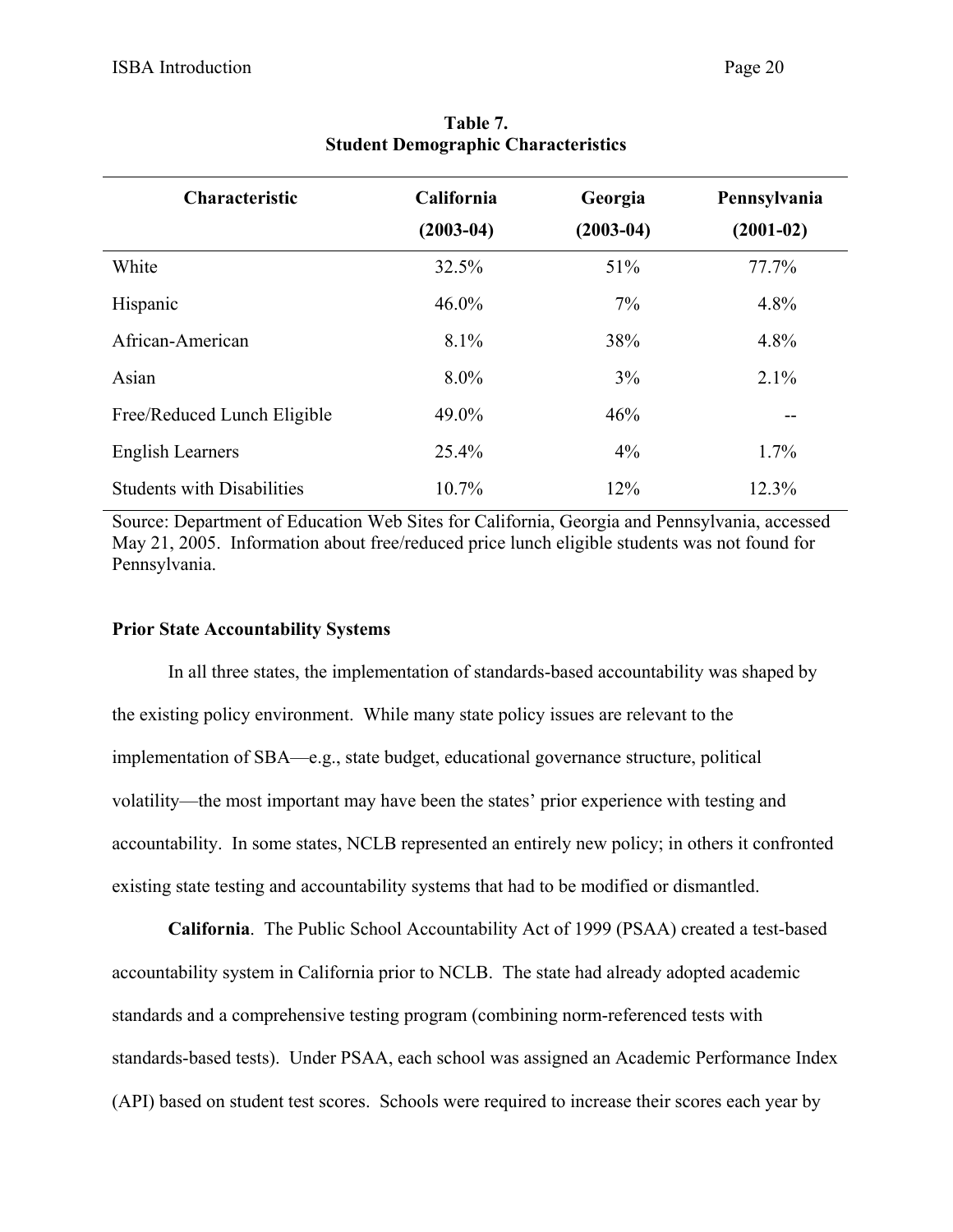**Table 7.**
**Student Demographic Characteristics**

| Characteristic | California (2003-04) | Georgia (2003-04) | Pennsylvania (2001-02) |
|---|---|---|---|
| White | 32.5% | 51% | 77.7% |
| Hispanic | 46.0% | 7% | 4.8% |
| African-American | 8.1% | 38% | 4.8% |
| Asian | 8.0% | 3% | 2.1% |
| Free/Reduced Lunch Eligible | 49.0% | 46% | -- |
| English Learners | 25.4% | 4% | 1.7% |
| Students with Disabilities | 10.7% | 12% | 12.3% |

Source: Department of Education Web Sites for California, Georgia and Pennsylvania, accessed May 21, 2005. Information about free/reduced price lunch eligible students was not found for Pennsylvania.

**Prior State Accountability Systems**

In all three states, the implementation of standards-based accountability was shaped by the existing policy environment. While many state policy issues are relevant to the implementation of SBA—e.g., state budget, educational governance structure, political volatility—the most important may have been the states' prior experience with testing and accountability. In some states, NCLB represented an entirely new policy; in others it confronted existing state testing and accountability systems that had to be modified or dismantled.

**California**. The Public School Accountability Act of 1999 (PSAA) created a test-based accountability system in California prior to NCLB. The state had already adopted academic standards and a comprehensive testing program (combining norm-referenced tests with standards-based tests). Under PSAA, each school was assigned an Academic Performance Index (API) based on student test scores. Schools were required to increase their scores each year by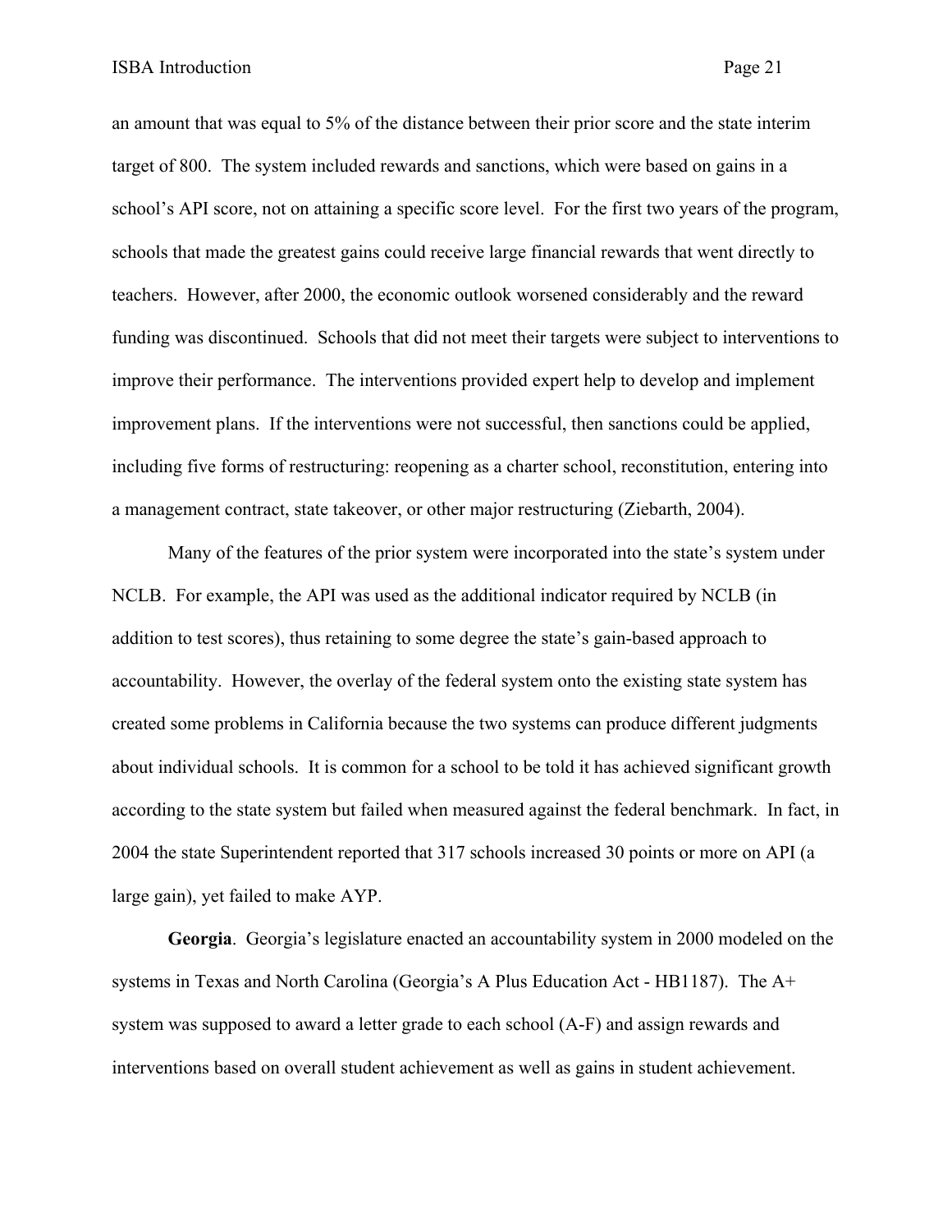an amount that was equal to 5% of the distance between their prior score and the state interim target of 800. The system included rewards and sanctions, which were based on gains in a school's API score, not on attaining a specific score level. For the first two years of the program, schools that made the greatest gains could receive large financial rewards that went directly to teachers. However, after 2000, the economic outlook worsened considerably and the reward funding was discontinued. Schools that did not meet their targets were subject to interventions to improve their performance. The interventions provided expert help to develop and implement improvement plans. If the interventions were not successful, then sanctions could be applied, including five forms of restructuring: reopening as a charter school, reconstitution, entering into a management contract, state takeover, or other major restructuring (Ziebarth, 2004).

Many of the features of the prior system were incorporated into the state's system under NCLB. For example, the API was used as the additional indicator required by NCLB (in addition to test scores), thus retaining to some degree the state's gain-based approach to accountability. However, the overlay of the federal system onto the existing state system has created some problems in California because the two systems can produce different judgments about individual schools. It is common for a school to be told it has achieved significant growth according to the state system but failed when measured against the federal benchmark. In fact, in 2004 the state Superintendent reported that 317 schools increased 30 points or more on API (a large gain), yet failed to make AYP.

**Georgia**. Georgia's legislature enacted an accountability system in 2000 modeled on the systems in Texas and North Carolina (Georgia's A Plus Education Act - HB1187). The A+ system was supposed to award a letter grade to each school (A-F) and assign rewards and interventions based on overall student achievement as well as gains in student achievement.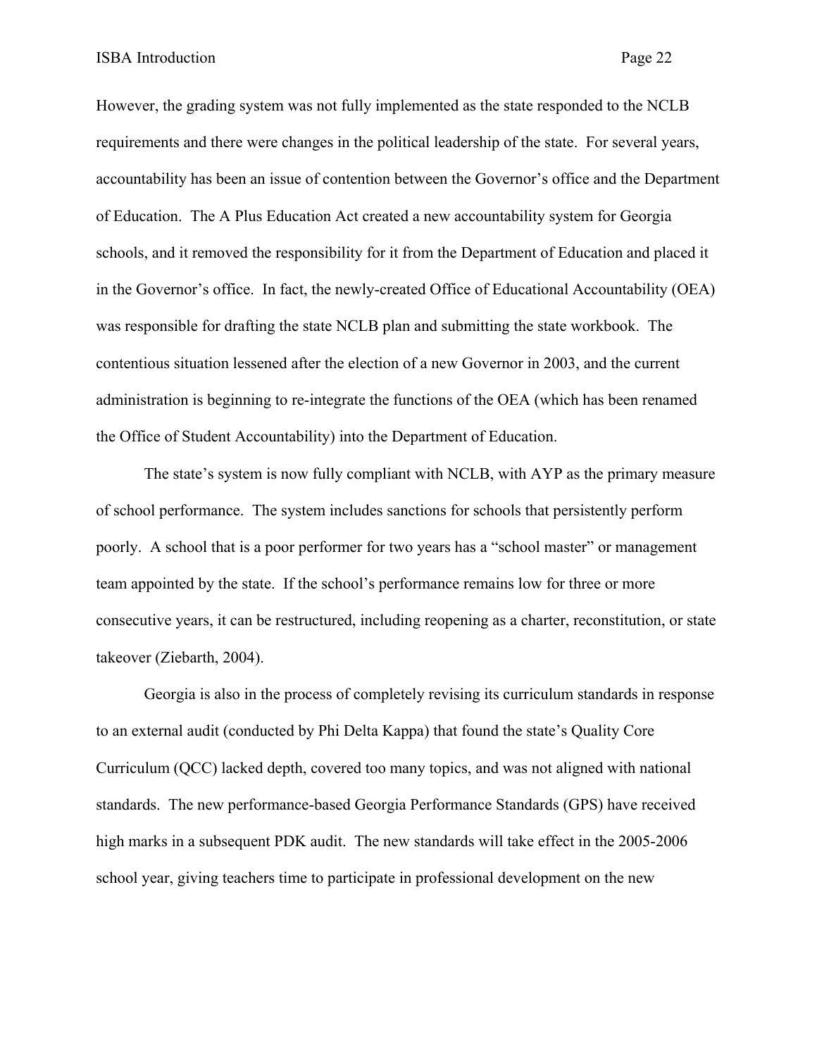However, the grading system was not fully implemented as the state responded to the NCLB requirements and there were changes in the political leadership of the state. For several years, accountability has been an issue of contention between the Governor's office and the Department of Education. The A Plus Education Act created a new accountability system for Georgia schools, and it removed the responsibility for it from the Department of Education and placed it in the Governor's office. In fact, the newly-created Office of Educational Accountability (OEA) was responsible for drafting the state NCLB plan and submitting the state workbook. The contentious situation lessened after the election of a new Governor in 2003, and the current administration is beginning to re-integrate the functions of the OEA (which has been renamed the Office of Student Accountability) into the Department of Education.

The state's system is now fully compliant with NCLB, with AYP as the primary measure of school performance. The system includes sanctions for schools that persistently perform poorly. A school that is a poor performer for two years has a "school master" or management team appointed by the state. If the school's performance remains low for three or more consecutive years, it can be restructured, including reopening as a charter, reconstitution, or state takeover (Ziebarth, 2004).

Georgia is also in the process of completely revising its curriculum standards in response to an external audit (conducted by Phi Delta Kappa) that found the state's Quality Core Curriculum (QCC) lacked depth, covered too many topics, and was not aligned with national standards. The new performance-based Georgia Performance Standards (GPS) have received high marks in a subsequent PDK audit. The new standards will take effect in the 2005-2006 school year, giving teachers time to participate in professional development on the new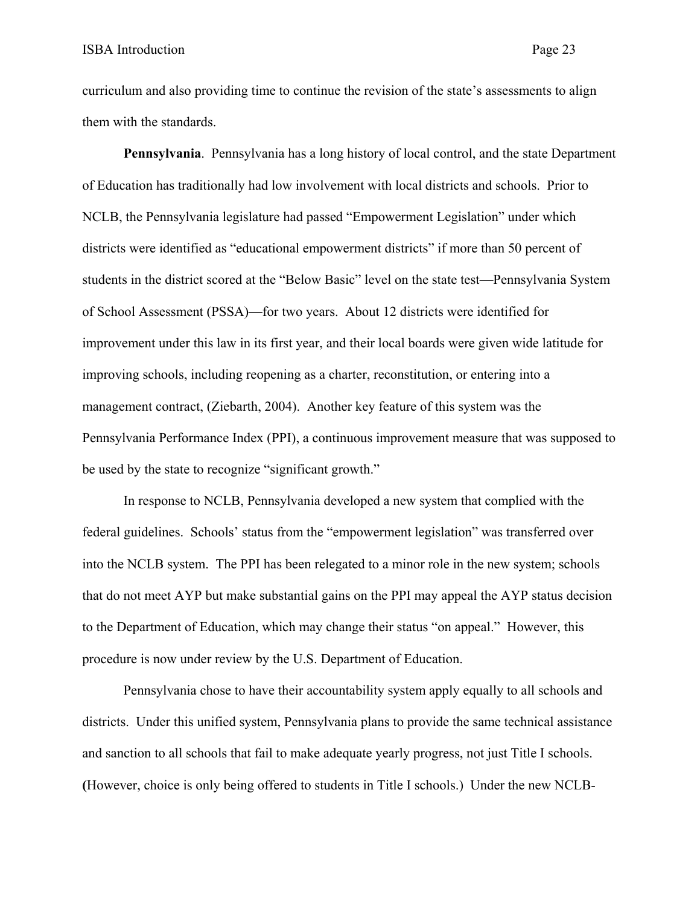curriculum and also providing time to continue the revision of the state's assessments to align them with the standards.

**Pennsylvania**. Pennsylvania has a long history of local control, and the state Department of Education has traditionally had low involvement with local districts and schools. Prior to NCLB, the Pennsylvania legislature had passed "Empowerment Legislation" under which districts were identified as "educational empowerment districts" if more than 50 percent of students in the district scored at the "Below Basic" level on the state test—Pennsylvania System of School Assessment (PSSA)—for two years. About 12 districts were identified for improvement under this law in its first year, and their local boards were given wide latitude for improving schools, including reopening as a charter, reconstitution, or entering into a management contract, (Ziebarth, 2004). Another key feature of this system was the Pennsylvania Performance Index (PPI), a continuous improvement measure that was supposed to be used by the state to recognize "significant growth."

In response to NCLB, Pennsylvania developed a new system that complied with the federal guidelines. Schools' status from the "empowerment legislation" was transferred over into the NCLB system. The PPI has been relegated to a minor role in the new system; schools that do not meet AYP but make substantial gains on the PPI may appeal the AYP status decision to the Department of Education, which may change their status "on appeal." However, this procedure is now under review by the U.S. Department of Education.

Pennsylvania chose to have their accountability system apply equally to all schools and districts. Under this unified system, Pennsylvania plans to provide the same technical assistance and sanction to all schools that fail to make adequate yearly progress, not just Title I schools. **(**However, choice is only being offered to students in Title I schools.) Under the new NCLB-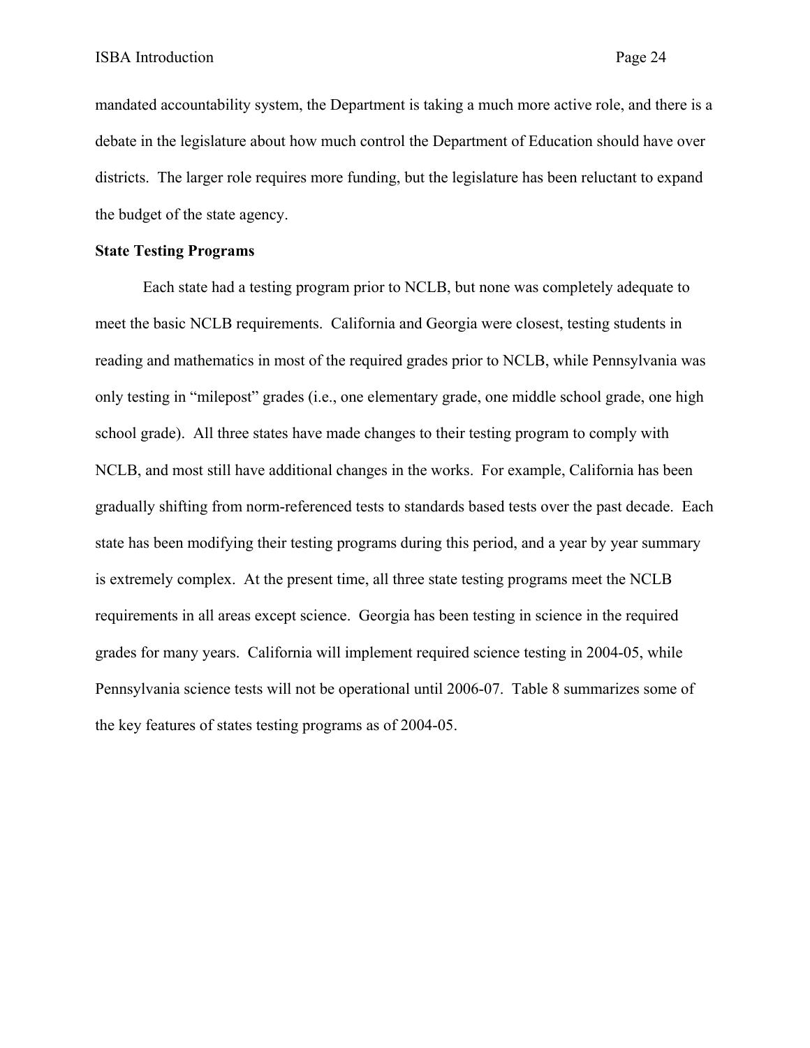mandated accountability system, the Department is taking a much more active role, and there is a debate in the legislature about how much control the Department of Education should have over districts. The larger role requires more funding, but the legislature has been reluctant to expand the budget of the state agency.

**State Testing Programs**

Each state had a testing program prior to NCLB, but none was completely adequate to meet the basic NCLB requirements. California and Georgia were closest, testing students in reading and mathematics in most of the required grades prior to NCLB, while Pennsylvania was only testing in "milepost" grades (i.e., one elementary grade, one middle school grade, one high school grade). All three states have made changes to their testing program to comply with NCLB, and most still have additional changes in the works. For example, California has been gradually shifting from norm-referenced tests to standards based tests over the past decade. Each state has been modifying their testing programs during this period, and a year by year summary is extremely complex. At the present time, all three state testing programs meet the NCLB requirements in all areas except science. Georgia has been testing in science in the required grades for many years. California will implement required science testing in 2004-05, while Pennsylvania science tests will not be operational until 2006-07. Table 8 summarizes some of the key features of states testing programs as of 2004-05.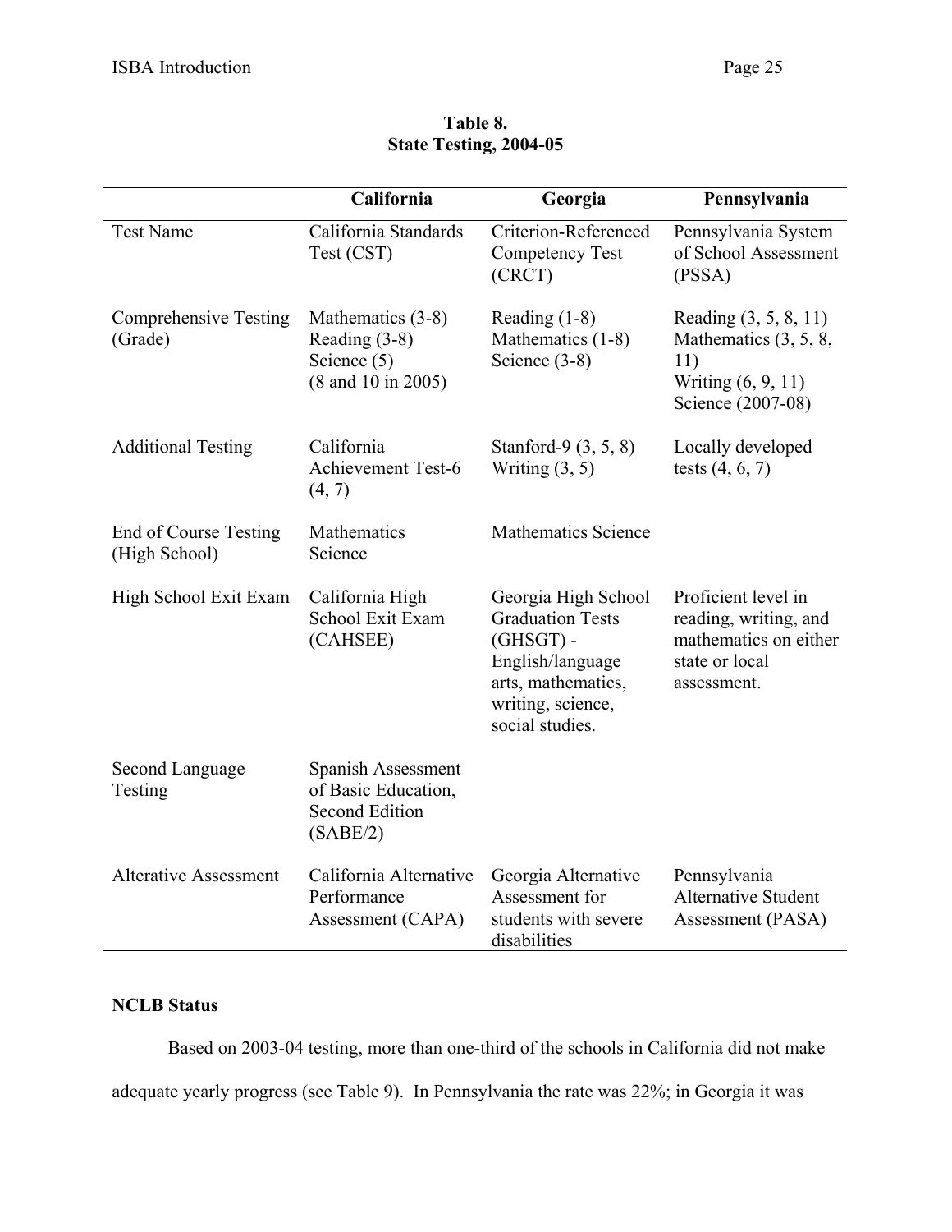**Table 8.**
**State Testing, 2004-05**

| | California | Georgia | Pennsylvania |
|---|---|---|---|
| Test Name | California Standards Test (CST) | Criterion-Referenced Competency Test (CRCT) | Pennsylvania System of School Assessment (PSSA) |
| Comprehensive Testing (Grade) | Mathematics (3-8)<br>Reading (3-8)<br>Science (5)<br>(8 and 10 in 2005) | Reading (1-8)<br>Mathematics (1-8)<br>Science (3-8) | Reading (3, 5, 8, 11)<br>Mathematics (3, 5, 8, 11)<br>Writing (6, 9, 11)<br>Science (2007-08) |
| Additional Testing | California Achievement Test-6 (4, 7) | Stanford-9 (3, 5, 8)<br>Writing (3, 5) | Locally developed tests (4, 6, 7) |
| End of Course Testing (High School) | Mathematics<br>Science | Mathematics Science | |
| High School Exit Exam | California High School Exit Exam (CAHSEE) | Georgia High School Graduation Tests (GHSGT) - English/language arts, mathematics, writing, science, social studies. | Proficient level in reading, writing, and mathematics on either state or local assessment. |
| Second Language Testing | Spanish Assessment of Basic Education, Second Edition (SABE/2) | | |
| Alterative Assessment | California Alternative Performance Assessment (CAPA) | Georgia Alternative Assessment for students with severe disabilities | Pennsylvania Alternative Student Assessment (PASA) |

**NCLB Status**

Based on 2003-04 testing, more than one-third of the schools in California did not make adequate yearly progress (see Table 9). In Pennsylvania the rate was 22%; in Georgia it was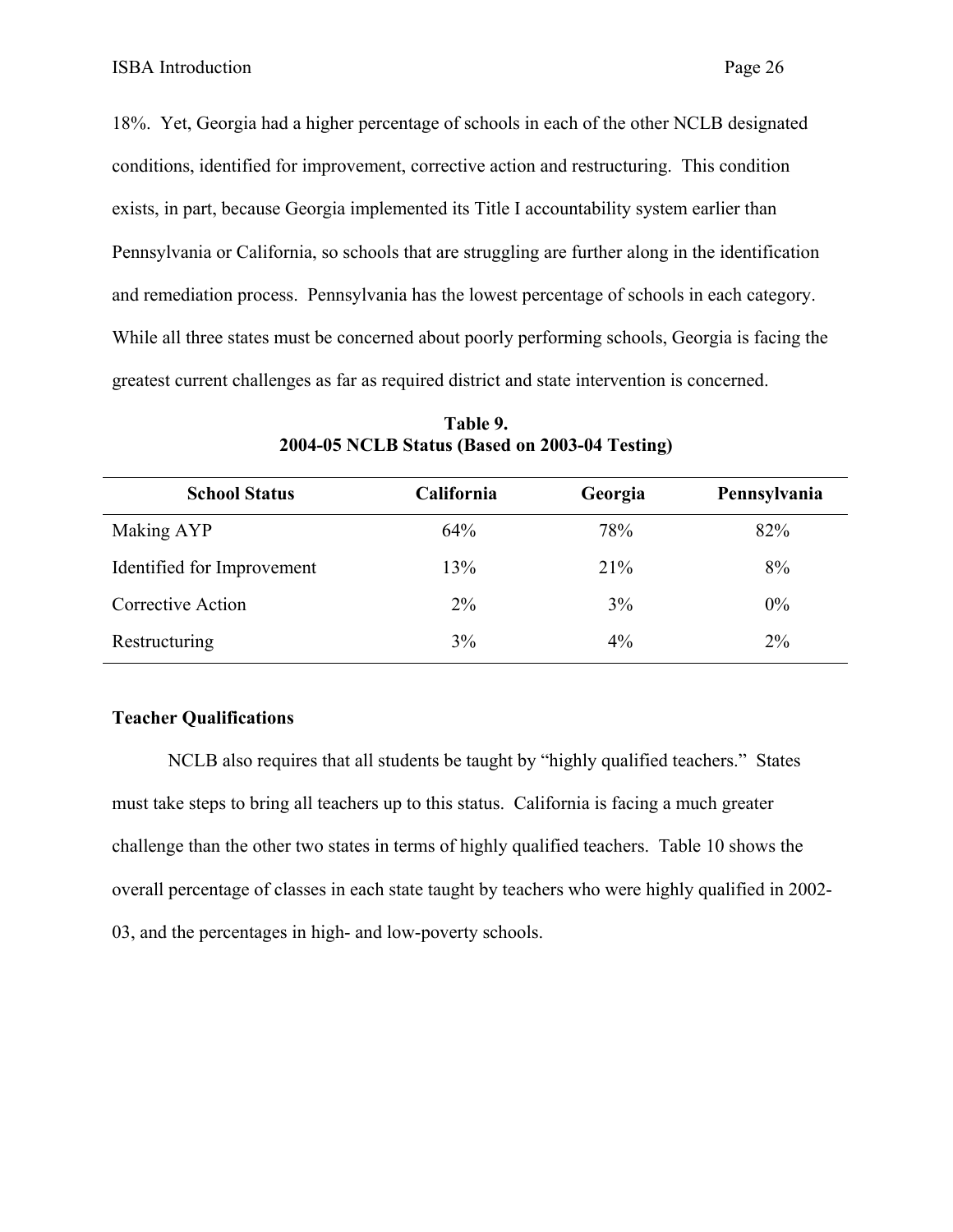18%. Yet, Georgia had a higher percentage of schools in each of the other NCLB designated conditions, identified for improvement, corrective action and restructuring. This condition exists, in part, because Georgia implemented its Title I accountability system earlier than Pennsylvania or California, so schools that are struggling are further along in the identification and remediation process. Pennsylvania has the lowest percentage of schools in each category. While all three states must be concerned about poorly performing schools, Georgia is facing the greatest current challenges as far as required district and state intervention is concerned.

**Table 9.**
**2004-05 NCLB Status (Based on 2003-04 Testing)**

| School Status | California | Georgia | Pennsylvania |
|---|---|---|---|
| Making AYP | 64% | 78% | 82% |
| Identified for Improvement | 13% | 21% | 8% |
| Corrective Action | 2% | 3% | 0% |
| Restructuring | 3% | 4% | 2% |

### Teacher Qualifications

NCLB also requires that all students be taught by "highly qualified teachers." States must take steps to bring all teachers up to this status. California is facing a much greater challenge than the other two states in terms of highly qualified teachers. Table 10 shows the overall percentage of classes in each state taught by teachers who were highly qualified in 2002-03, and the percentages in high- and low-poverty schools.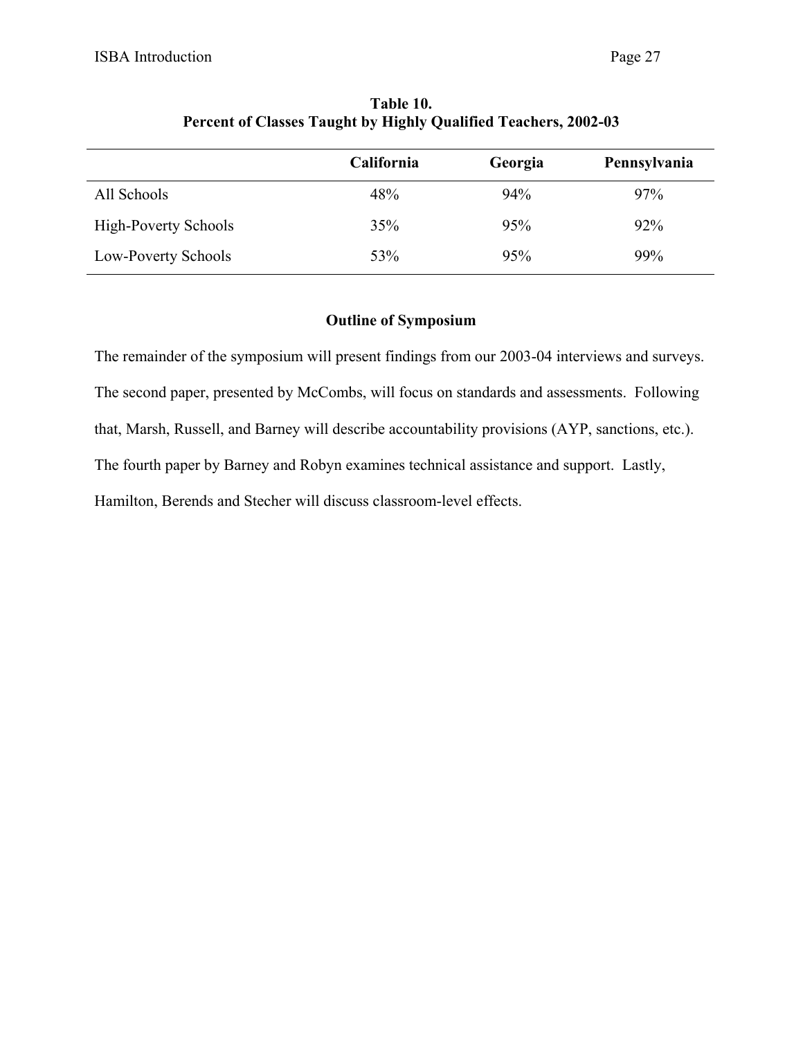**Table 10.**
**Percent of Classes Taught by Highly Qualified Teachers, 2002-03**

| | California | Georgia | Pennsylvania |
|---|---|---|---|
| All Schools | 48% | 94% | 97% |
| High-Poverty Schools | 35% | 95% | 92% |
| Low-Poverty Schools | 53% | 95% | 99% |

## Outline of Symposium

The remainder of the symposium will present findings from our 2003-04 interviews and surveys. The second paper, presented by McCombs, will focus on standards and assessments. Following that, Marsh, Russell, and Barney will describe accountability provisions (AYP, sanctions, etc.). The fourth paper by Barney and Robyn examines technical assistance and support. Lastly, Hamilton, Berends and Stecher will discuss classroom-level effects.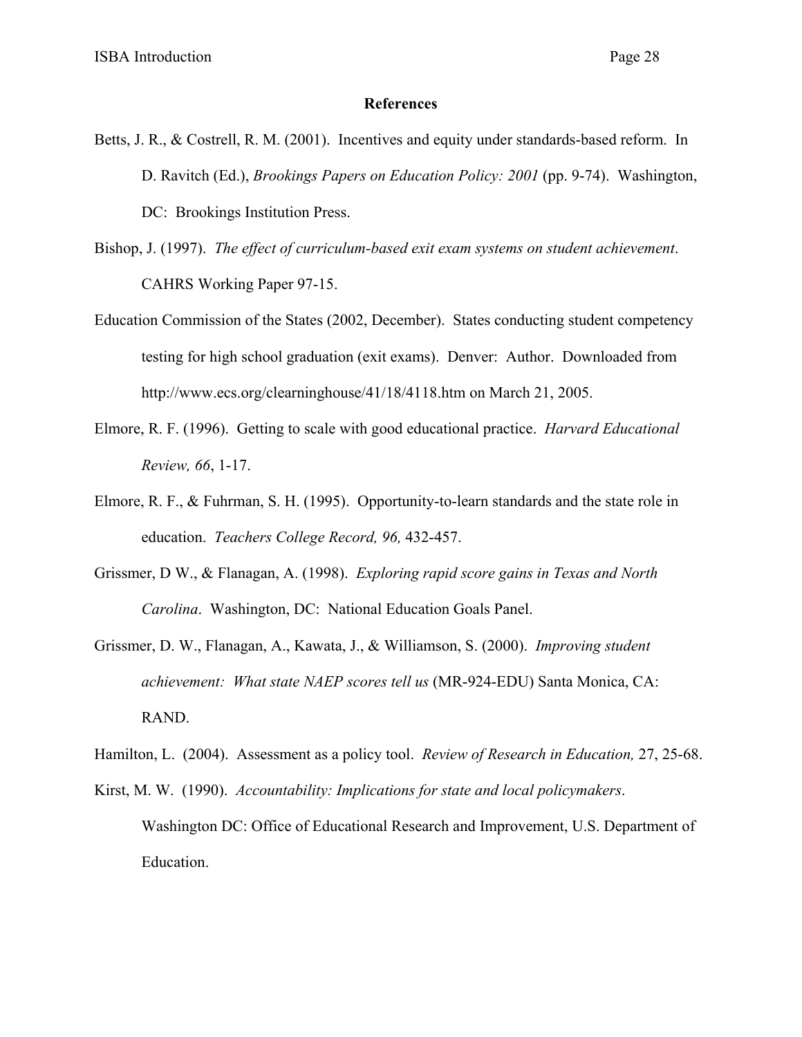## References

Betts, J. R., & Costrell, R. M. (2001). Incentives and equity under standards-based reform. In D. Ravitch (Ed.), *Brookings Papers on Education Policy: 2001* (pp. 9-74). Washington, DC: Brookings Institution Press.

Bishop, J. (1997). *The effect of curriculum-based exit exam systems on student achievement*. CAHRS Working Paper 97-15.

Education Commission of the States (2002, December). States conducting student competency testing for high school graduation (exit exams). Denver: Author. Downloaded from http://www.ecs.org/clearninghouse/41/18/4118.htm on March 21, 2005.

Elmore, R. F. (1996). Getting to scale with good educational practice. *Harvard Educational Review, 66*, 1-17.

Elmore, R. F., & Fuhrman, S. H. (1995). Opportunity-to-learn standards and the state role in education. *Teachers College Record, 96,* 432-457.

Grissmer, D W., & Flanagan, A. (1998). *Exploring rapid score gains in Texas and North Carolina*. Washington, DC: National Education Goals Panel.

Grissmer, D. W., Flanagan, A., Kawata, J., & Williamson, S. (2000). *Improving student achievement: What state NAEP scores tell us* (MR-924-EDU) Santa Monica, CA: RAND.

Hamilton, L. (2004). Assessment as a policy tool. *Review of Research in Education,* 27, 25-68.

Kirst, M. W. (1990). *Accountability: Implications for state and local policymakers*. Washington DC: Office of Educational Research and Improvement, U.S. Department of Education.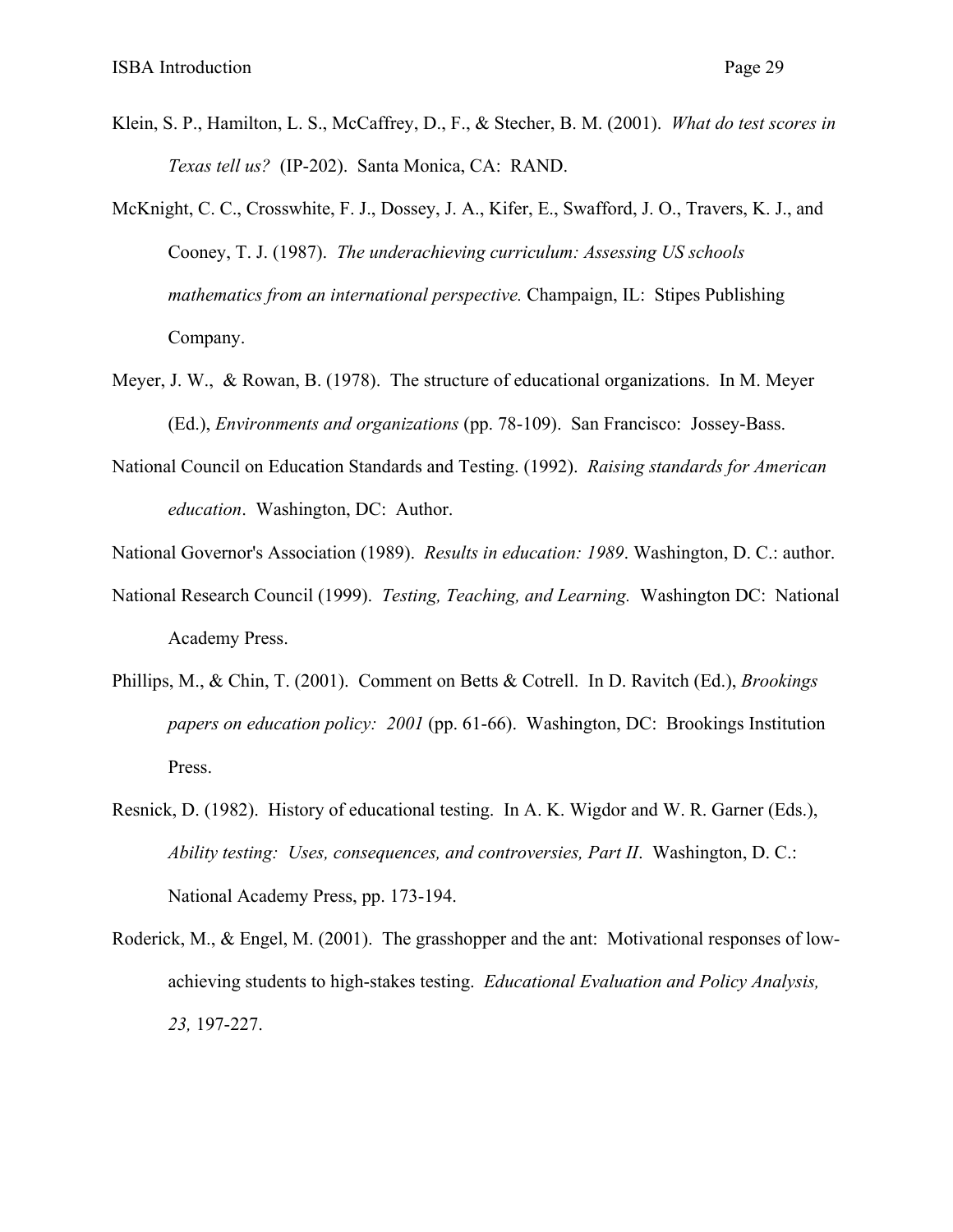Klein, S. P., Hamilton, L. S., McCaffrey, D., F., & Stecher, B. M. (2001). *What do test scores in Texas tell us?* (IP-202). Santa Monica, CA: RAND.

McKnight, C. C., Crosswhite, F. J., Dossey, J. A., Kifer, E., Swafford, J. O., Travers, K. J., and Cooney, T. J. (1987). *The underachieving curriculum: Assessing US schools mathematics from an international perspective.* Champaign, IL: Stipes Publishing Company.

Meyer, J. W., & Rowan, B. (1978). The structure of educational organizations. In M. Meyer (Ed.), *Environments and organizations* (pp. 78-109). San Francisco: Jossey-Bass.

National Council on Education Standards and Testing. (1992). *Raising standards for American education*. Washington, DC: Author.

National Governor's Association (1989). *Results in education: 1989*. Washington, D. C.: author.

National Research Council (1999). *Testing, Teaching, and Learning.* Washington DC: National Academy Press.

Phillips, M., & Chin, T. (2001). Comment on Betts & Cotrell. In D. Ravitch (Ed.), *Brookings papers on education policy: 2001* (pp. 61-66). Washington, DC: Brookings Institution Press.

Resnick, D. (1982). History of educational testing. In A. K. Wigdor and W. R. Garner (Eds.), *Ability testing: Uses, consequences, and controversies, Part II*. Washington, D. C.: National Academy Press, pp. 173-194.

Roderick, M., & Engel, M. (2001). The grasshopper and the ant: Motivational responses of low-achieving students to high-stakes testing. *Educational Evaluation and Policy Analysis, 23,* 197-227.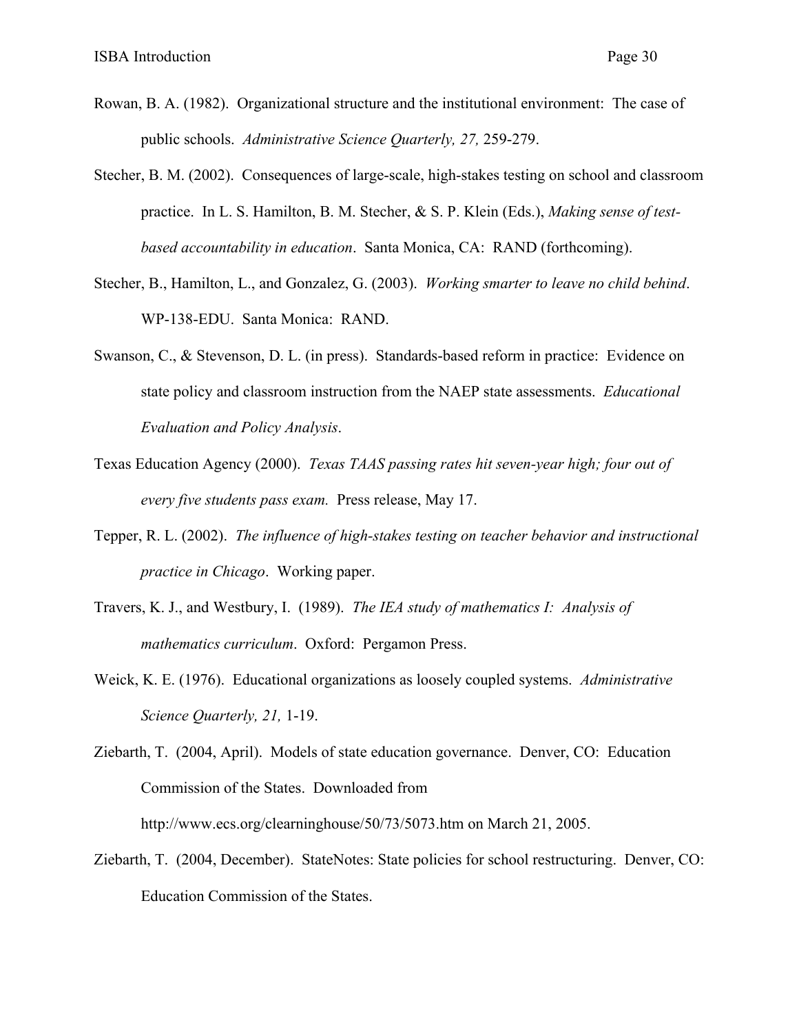Rowan, B. A. (1982). Organizational structure and the institutional environment: The case of public schools. *Administrative Science Quarterly, 27,* 259-279.

Stecher, B. M. (2002). Consequences of large-scale, high-stakes testing on school and classroom practice. In L. S. Hamilton, B. M. Stecher, & S. P. Klein (Eds.), *Making sense of test-based accountability in education*. Santa Monica, CA: RAND (forthcoming).

Stecher, B., Hamilton, L., and Gonzalez, G. (2003). *Working smarter to leave no child behind*. WP-138-EDU. Santa Monica: RAND.

Swanson, C., & Stevenson, D. L. (in press). Standards-based reform in practice: Evidence on state policy and classroom instruction from the NAEP state assessments. *Educational Evaluation and Policy Analysis*.

Texas Education Agency (2000). *Texas TAAS passing rates hit seven-year high; four out of every five students pass exam.* Press release, May 17.

Tepper, R. L. (2002). *The influence of high-stakes testing on teacher behavior and instructional practice in Chicago*. Working paper.

Travers, K. J., and Westbury, I. (1989). *The IEA study of mathematics I: Analysis of mathematics curriculum*. Oxford: Pergamon Press.

Weick, K. E. (1976). Educational organizations as loosely coupled systems. *Administrative Science Quarterly, 21,* 1-19.

Ziebarth, T. (2004, April). Models of state education governance. Denver, CO: Education Commission of the States. Downloaded from http://www.ecs.org/clearninghouse/50/73/5073.htm on March 21, 2005.

Ziebarth, T. (2004, December). StateNotes: State policies for school restructuring. Denver, CO: Education Commission of the States.